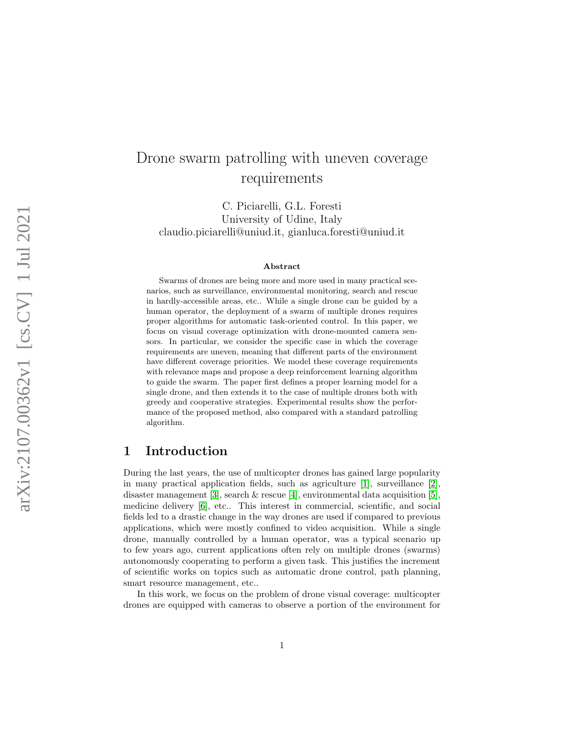# Drone swarm patrolling with uneven coverage requirements

C. Piciarelli, G.L. Foresti
University of Udine, Italy
claudio.piciarelli@uniud.it, gianluca.foresti@uniud.it

### Abstract

Swarms of drones are being more and more used in many practical scenarios, such as surveillance, environmental monitoring, search and rescue in hardly-accessible areas, etc.. While a single drone can be guided by a human operator, the deployment of a swarm of multiple drones requires proper algorithms for automatic task-oriented control. In this paper, we focus on visual coverage optimization with drone-mounted camera sensors. In particular, we consider the specific case in which the coverage requirements are uneven, meaning that different parts of the environment have different coverage priorities. We model these coverage requirements with relevance maps and propose a deep reinforcement learning algorithm to guide the swarm. The paper first defines a proper learning model for a single drone, and then extends it to the case of multiple drones both with greedy and cooperative strategies. Experimental results show the performance of the proposed method, also compared with a standard patrolling algorithm.

## 1 Introduction

During the last years, the use of multicopter drones has gained large popularity in many practical application fields, such as agriculture [1], surveillance [2], disaster management [3], search & rescue [4], environmental data acquisition [5], medicine delivery [6], etc.. This interest in commercial, scientific, and social fields led to a drastic change in the way drones are used if compared to previous applications, which were mostly confined to video acquisition. While a single drone, manually controlled by a human operator, was a typical scenario up to few years ago, current applications often rely on multiple drones (swarms) autonomously cooperating to perform a given task. This justifies the increment of scientific works on topics such as automatic drone control, path planning, smart resource management, etc..

In this work, we focus on the problem of drone visual coverage: multicopter drones are equipped with cameras to observe a portion of the environment for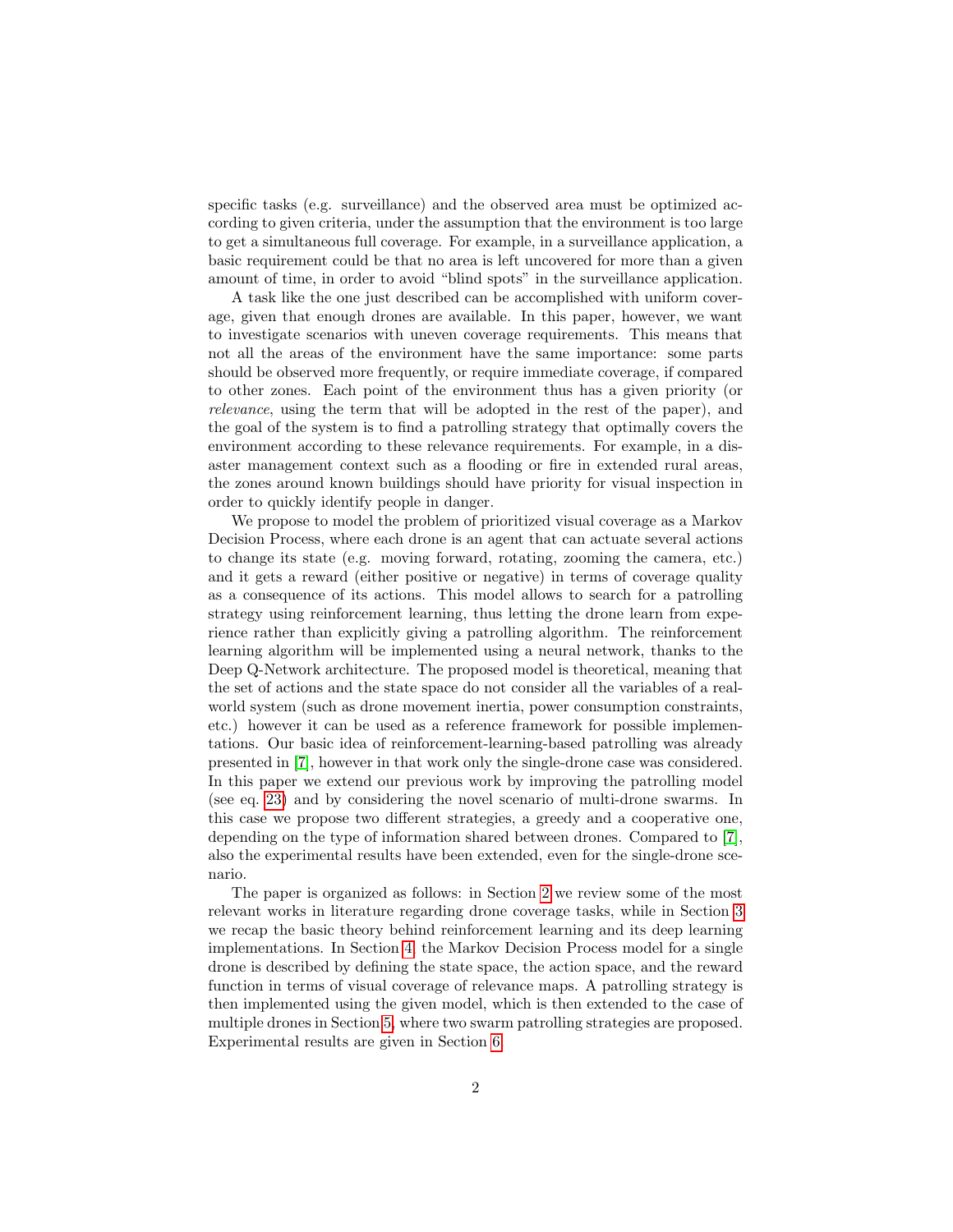specific tasks (e.g. surveillance) and the observed area must be optimized according to given criteria, under the assumption that the environment is too large to get a simultaneous full coverage. For example, in a surveillance application, a basic requirement could be that no area is left uncovered for more than a given amount of time, in order to avoid "blind spots" in the surveillance application.

A task like the one just described can be accomplished with uniform coverage, given that enough drones are available. In this paper, however, we want to investigate scenarios with uneven coverage requirements. This means that not all the areas of the environment have the same importance: some parts should be observed more frequently, or require immediate coverage, if compared to other zones. Each point of the environment thus has a given priority (or *relevance*, using the term that will be adopted in the rest of the paper), and the goal of the system is to find a patrolling strategy that optimally covers the environment according to these relevance requirements. For example, in a disaster management context such as a flooding or fire in extended rural areas, the zones around known buildings should have priority for visual inspection in order to quickly identify people in danger.

We propose to model the problem of prioritized visual coverage as a Markov Decision Process, where each drone is an agent that can actuate several actions to change its state (e.g. moving forward, rotating, zooming the camera, etc.) and it gets a reward (either positive or negative) in terms of coverage quality as a consequence of its actions. This model allows to search for a patrolling strategy using reinforcement learning, thus letting the drone learn from experience rather than explicitly giving a patrolling algorithm. The reinforcement learning algorithm will be implemented using a neural network, thanks to the Deep Q-Network architecture. The proposed model is theoretical, meaning that the set of actions and the state space do not consider all the variables of a real-world system (such as drone movement inertia, power consumption constraints, etc.) however it can be used as a reference framework for possible implementations. Our basic idea of reinforcement-learning-based patrolling was already presented in [7], however in that work only the single-drone case was considered. In this paper we extend our previous work by improving the patrolling model (see eq. 23) and by considering the novel scenario of multi-drone swarms. In this case we propose two different strategies, a greedy and a cooperative one, depending on the type of information shared between drones. Compared to [7], also the experimental results have been extended, even for the single-drone scenario.

The paper is organized as follows: in Section 2 we review some of the most relevant works in literature regarding drone coverage tasks, while in Section 3 we recap the basic theory behind reinforcement learning and its deep learning implementations. In Section 4, the Markov Decision Process model for a single drone is described by defining the state space, the action space, and the reward function in terms of visual coverage of relevance maps. A patrolling strategy is then implemented using the given model, which is then extended to the case of multiple drones in Section 5, where two swarm patrolling strategies are proposed. Experimental results are given in Section 6.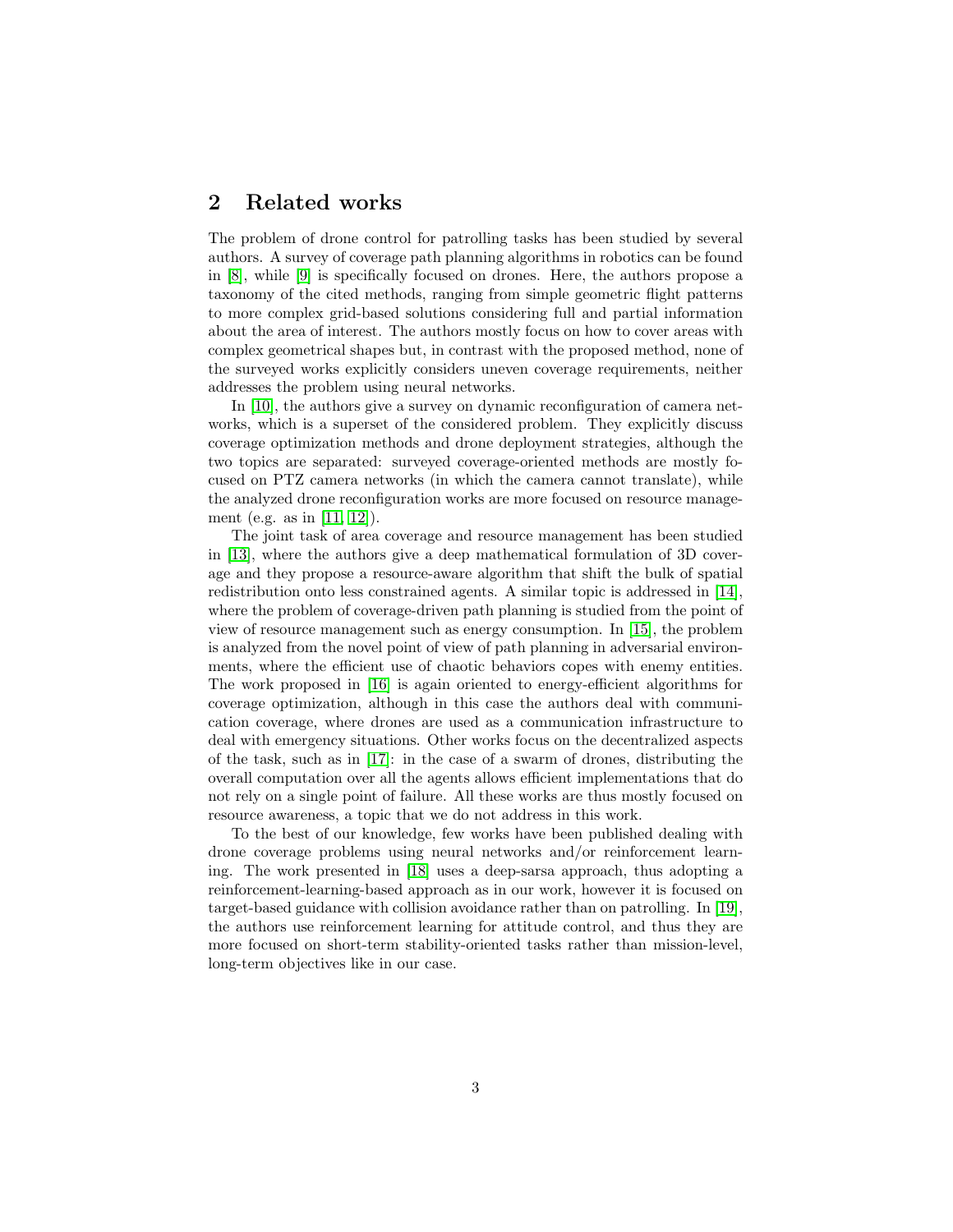## 2 Related works

The problem of drone control for patrolling tasks has been studied by several authors. A survey of coverage path planning algorithms in robotics can be found in [8], while [9] is specifically focused on drones. Here, the authors propose a taxonomy of the cited methods, ranging from simple geometric flight patterns to more complex grid-based solutions considering full and partial information about the area of interest. The authors mostly focus on how to cover areas with complex geometrical shapes but, in contrast with the proposed method, none of the surveyed works explicitly considers uneven coverage requirements, neither addresses the problem using neural networks.

In [10], the authors give a survey on dynamic reconfiguration of camera networks, which is a superset of the considered problem. They explicitly discuss coverage optimization methods and drone deployment strategies, although the two topics are separated: surveyed coverage-oriented methods are mostly focused on PTZ camera networks (in which the camera cannot translate), while the analyzed drone reconfiguration works are more focused on resource management (e.g. as in [11, 12]).

The joint task of area coverage and resource management has been studied in [13], where the authors give a deep mathematical formulation of 3D coverage and they propose a resource-aware algorithm that shift the bulk of spatial redistribution onto less constrained agents. A similar topic is addressed in [14], where the problem of coverage-driven path planning is studied from the point of view of resource management such as energy consumption. In [15], the problem is analyzed from the novel point of view of path planning in adversarial environments, where the efficient use of chaotic behaviors copes with enemy entities. The work proposed in [16] is again oriented to energy-efficient algorithms for coverage optimization, although in this case the authors deal with communication coverage, where drones are used as a communication infrastructure to deal with emergency situations. Other works focus on the decentralized aspects of the task, such as in [17]: in the case of a swarm of drones, distributing the overall computation over all the agents allows efficient implementations that do not rely on a single point of failure. All these works are thus mostly focused on resource awareness, a topic that we do not address in this work.

To the best of our knowledge, few works have been published dealing with drone coverage problems using neural networks and/or reinforcement learning. The work presented in [18] uses a deep-sarsa approach, thus adopting a reinforcement-learning-based approach as in our work, however it is focused on target-based guidance with collision avoidance rather than on patrolling. In [19], the authors use reinforcement learning for attitude control, and thus they are more focused on short-term stability-oriented tasks rather than mission-level, long-term objectives like in our case.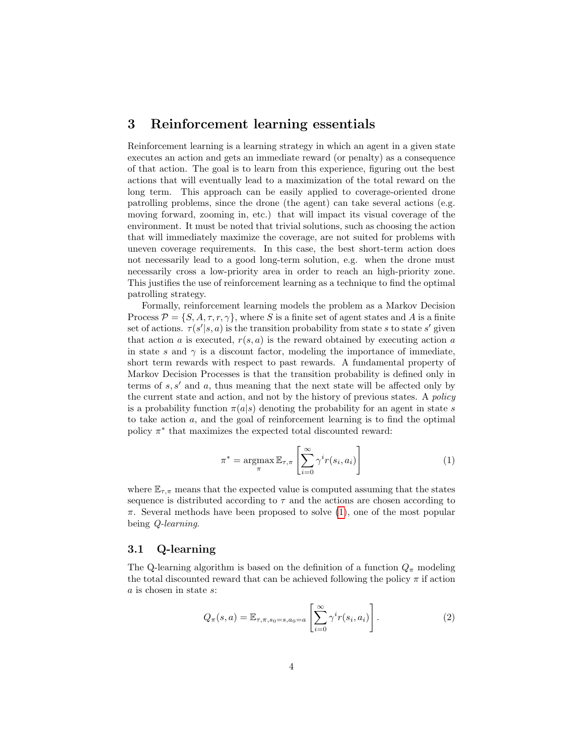# 3 Reinforcement learning essentials

Reinforcement learning is a learning strategy in which an agent in a given state executes an action and gets an immediate reward (or penalty) as a consequence of that action. The goal is to learn from this experience, figuring out the best actions that will eventually lead to a maximization of the total reward on the long term. This approach can be easily applied to coverage-oriented drone patrolling problems, since the drone (the agent) can take several actions (e.g. moving forward, zooming in, etc.) that will impact its visual coverage of the environment. It must be noted that trivial solutions, such as choosing the action that will immediately maximize the coverage, are not suited for problems with uneven coverage requirements. In this case, the best short-term action does not necessarily lead to a good long-term solution, e.g. when the drone must necessarily cross a low-priority area in order to reach an high-priority zone. This justifies the use of reinforcement learning as a technique to find the optimal patrolling strategy.

Formally, reinforcement learning models the problem as a Markov Decision Process $\mathcal{P} = \{S, A, \tau, r, \gamma\}$, where $S$ is a finite set of agent states and $A$ is a finite set of actions. $\tau(s'|s, a)$ is the transition probability from state $s$ to state $s'$ given that action $a$ is executed, $r(s, a)$ is the reward obtained by executing action $a$ in state $s$ and $\gamma$ is a discount factor, modeling the importance of immediate, short term rewards with respect to past rewards. A fundamental property of Markov Decision Processes is that the transition probability is defined only in terms of $s, s'$ and $a$, thus meaning that the next state will be affected only by the current state and action, and not by the history of previous states. A *policy* is a probability function $\pi(a|s)$ denoting the probability for an agent in state $s$ to take action $a$, and the goal of reinforcement learning is to find the optimal policy $\pi^*$ that maximizes the expected total discounted reward:

$$\pi^* = \operatorname*{argmax}_{\pi} \mathbb{E}_{\tau,\pi} \left[ \sum_{i=0}^{\infty} \gamma^i r(s_i, a_i) \right] \tag{1}$$

where $\mathbb{E}_{\tau,\pi}$ means that the expected value is computed assuming that the states sequence is distributed according to $\tau$ and the actions are chosen according to $\pi$. Several methods have been proposed to solve (1), one of the most popular being *Q-learning*.

## 3.1 Q-learning

The Q-learning algorithm is based on the definition of a function $Q_\pi$ modeling the total discounted reward that can be achieved following the policy $\pi$ if action $a$ is chosen in state $s$:

$$Q_\pi(s, a) = \mathbb{E}_{\tau,\pi,s_0=s,a_0=a} \left[ \sum_{i=0}^{\infty} \gamma^i r(s_i, a_i) \right]. \tag{2}$$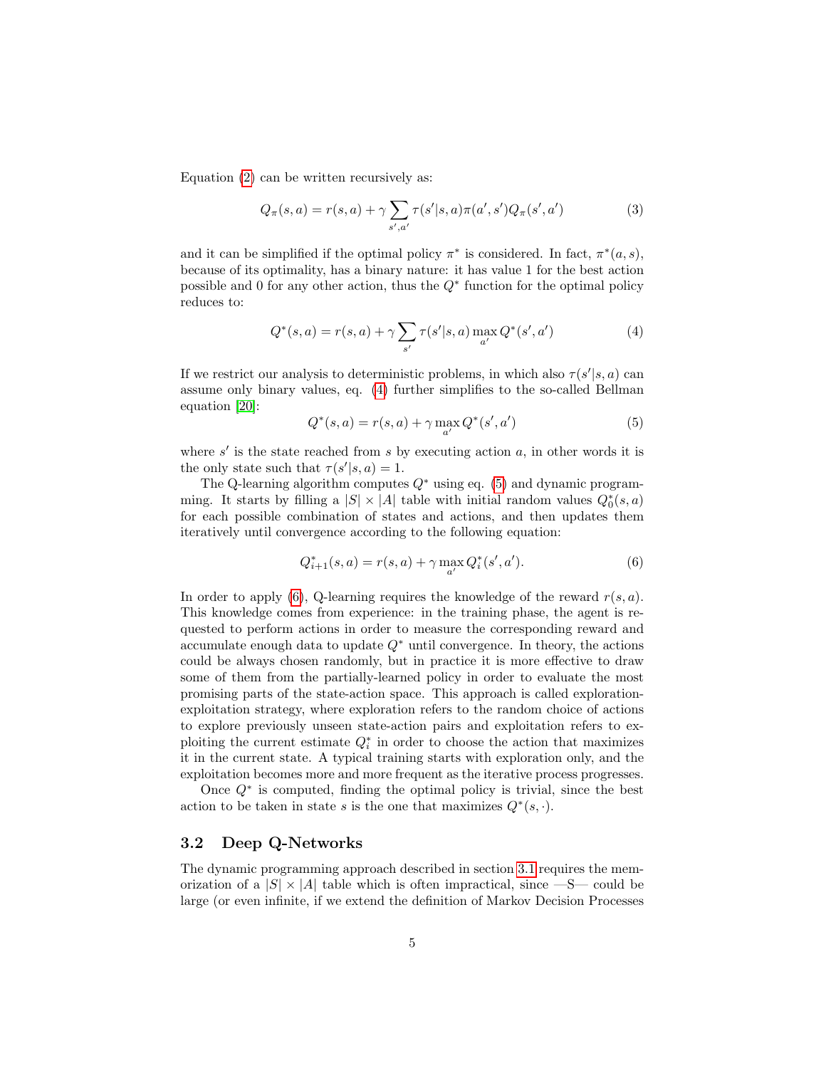Equation (2) can be written recursively as:

$$Q_\pi(s,a) = r(s,a) + \gamma \sum_{s',a'} \tau(s'|s,a)\pi(a',s')Q_\pi(s',a') \tag{3}$$

and it can be simplified if the optimal policy $\pi^*$ is considered. In fact, $\pi^*(a,s)$, because of its optimality, has a binary nature: it has value 1 for the best action possible and 0 for any other action, thus the $Q^*$ function for the optimal policy reduces to:

$$Q^*(s,a) = r(s,a) + \gamma \sum_{s'} \tau(s'|s,a) \max_{a'} Q^*(s',a') \tag{4}$$

If we restrict our analysis to deterministic problems, in which also $\tau(s'|s,a)$ can assume only binary values, eq. (4) further simplifies to the so-called Bellman equation [20]:

$$Q^*(s,a) = r(s,a) + \gamma \max_{a'} Q^*(s',a') \tag{5}$$

where $s'$ is the state reached from $s$ by executing action $a$, in other words it is the only state such that $\tau(s'|s,a) = 1$.

The Q-learning algorithm computes $Q^*$ using eq. (5) and dynamic programming. It starts by filling a $|S| \times |A|$ table with initial random values $Q^*_0(s,a)$ for each possible combination of states and actions, and then updates them iteratively until convergence according to the following equation:

$$Q^*_{i+1}(s,a) = r(s,a) + \gamma \max_{a'} Q^*_i(s',a'). \tag{6}$$

In order to apply (6), Q-learning requires the knowledge of the reward $r(s,a)$. This knowledge comes from experience: in the training phase, the agent is requested to perform actions in order to measure the corresponding reward and accumulate enough data to update $Q^*$ until convergence. In theory, the actions could be always chosen randomly, but in practice it is more effective to draw some of them from the partially-learned policy in order to evaluate the most promising parts of the state-action space. This approach is called exploration-exploitation strategy, where exploration refers to the random choice of actions to explore previously unseen state-action pairs and exploitation refers to exploiting the current estimate $Q^*_i$ in order to choose the action that maximizes it in the current state. A typical training starts with exploration only, and the exploitation becomes more and more frequent as the iterative process progresses.

Once $Q^*$ is computed, finding the optimal policy is trivial, since the best action to be taken in state $s$ is the one that maximizes $Q^*(s,\cdot)$.

### 3.2 Deep Q-Networks

The dynamic programming approach described in section 3.1 requires the memorization of a $|S| \times |A|$ table which is often impractical, since —S— could be large (or even infinite, if we extend the definition of Markov Decision Processes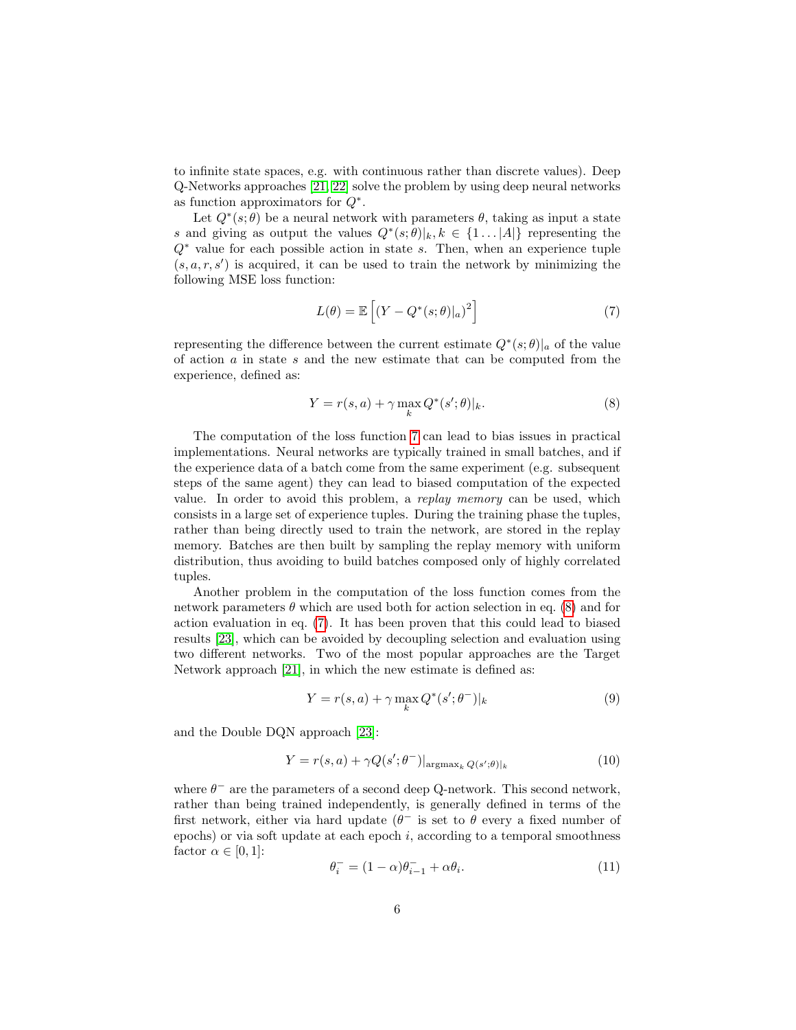to infinite state spaces, e.g. with continuous rather than discrete values). Deep Q-Networks approaches [21, 22] solve the problem by using deep neural networks as function approximators for $Q^*$.

Let $Q^*(s;\theta)$ be a neural network with parameters $\theta$, taking as input a state $s$ and giving as output the values $Q^*(s;\theta)|_k, k \in \{1 \dots |A|\}$ representing the $Q^*$ value for each possible action in state $s$. Then, when an experience tuple $(s, a, r, s')$ is acquired, it can be used to train the network by minimizing the following MSE loss function:

$$L(\theta) = \mathbb{E}\left[ \left(Y - Q^*(s;\theta)|_a\right)^2 \right] \tag{7}$$

representing the difference between the current estimate $Q^*(s;\theta)|_a$ of the value of action $a$ in state $s$ and the new estimate that can be computed from the experience, defined as:

$$Y = r(s,a) + \gamma \max_k Q^*(s';\theta)|_k. \tag{8}$$

The computation of the loss function 7 can lead to bias issues in practical implementations. Neural networks are typically trained in small batches, and if the experience data of a batch come from the same experiment (e.g. subsequent steps of the same agent) they can lead to biased computation of the expected value. In order to avoid this problem, a *replay memory* can be used, which consists in a large set of experience tuples. During the training phase the tuples, rather than being directly used to train the network, are stored in the replay memory. Batches are then built by sampling the replay memory with uniform distribution, thus avoiding to build batches composed only of highly correlated tuples.

Another problem in the computation of the loss function comes from the network parameters $\theta$ which are used both for action selection in eq. (8) and for action evaluation in eq. (7). It has been proven that this could lead to biased results [23], which can be avoided by decoupling selection and evaluation using two different networks. Two of the most popular approaches are the Target Network approach [21], in which the new estimate is defined as:

$$Y = r(s,a) + \gamma \max_k Q^*(s';\theta^-)|_k \tag{9}$$

and the Double DQN approach [23]:

$$Y = r(s,a) + \gamma Q(s';\theta^-)|_{\operatorname{argmax}_k Q(s';\theta)|_k} \tag{10}$$

where $\theta^-$ are the parameters of a second deep Q-network. This second network, rather than being trained independently, is generally defined in terms of the first network, either via hard update ($\theta^-$ is set to $\theta$ every a fixed number of epochs) or via soft update at each epoch $i$, according to a temporal smoothness factor $\alpha \in [0,1]$:

$$\theta_i^- = (1-\alpha)\theta_{i-1}^- + \alpha\theta_i. \tag{11}$$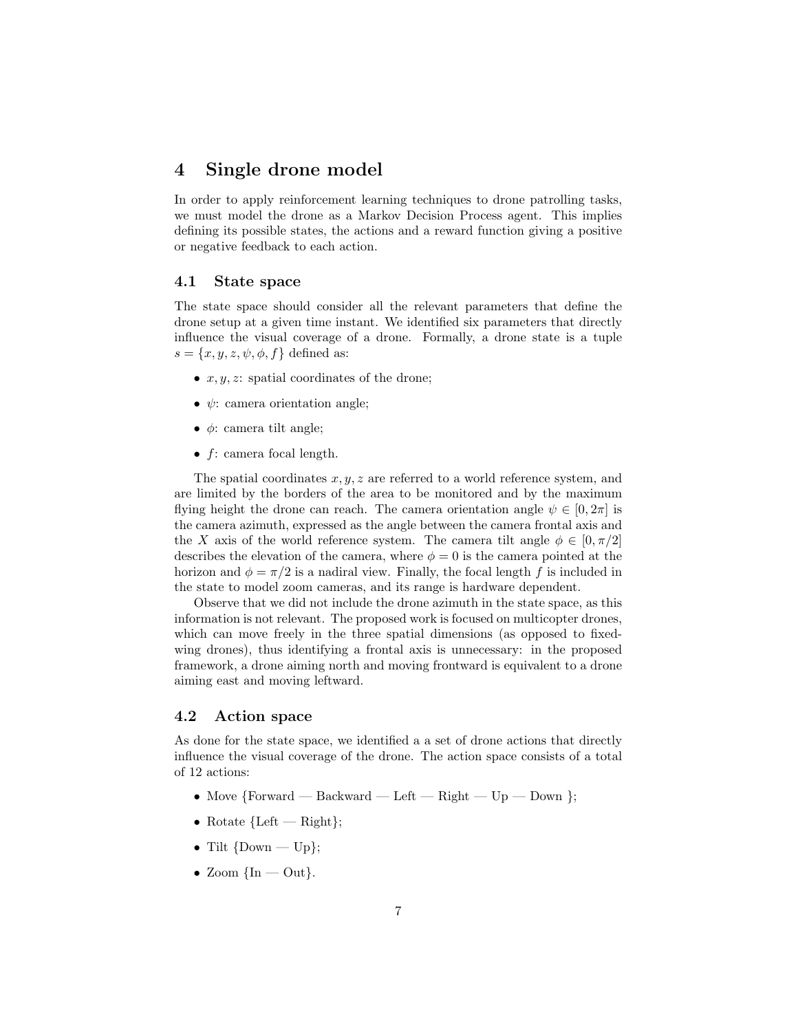# 4 Single drone model

In order to apply reinforcement learning techniques to drone patrolling tasks, we must model the drone as a Markov Decision Process agent. This implies defining its possible states, the actions and a reward function giving a positive or negative feedback to each action.

## 4.1 State space

The state space should consider all the relevant parameters that define the drone setup at a given time instant. We identified six parameters that directly influence the visual coverage of a drone. Formally, a drone state is a tuple $s = \{x, y, z, \psi, \phi, f\}$ defined as:

- $x, y, z$: spatial coordinates of the drone;
- $\psi$: camera orientation angle;
- $\phi$: camera tilt angle;
- $f$: camera focal length.

The spatial coordinates $x, y, z$ are referred to a world reference system, and are limited by the borders of the area to be monitored and by the maximum flying height the drone can reach. The camera orientation angle $\psi \in [0, 2\pi]$ is the camera azimuth, expressed as the angle between the camera frontal axis and the $X$ axis of the world reference system. The camera tilt angle $\phi \in [0, \pi/2]$ describes the elevation of the camera, where $\phi = 0$ is the camera pointed at the horizon and $\phi = \pi/2$ is a nadiral view. Finally, the focal length $f$ is included in the state to model zoom cameras, and its range is hardware dependent.

Observe that we did not include the drone azimuth in the state space, as this information is not relevant. The proposed work is focused on multicopter drones, which can move freely in the three spatial dimensions (as opposed to fixed-wing drones), thus identifying a frontal axis is unnecessary: in the proposed framework, a drone aiming north and moving frontward is equivalent to a drone aiming east and moving leftward.

## 4.2 Action space

As done for the state space, we identified a a set of drone actions that directly influence the visual coverage of the drone. The action space consists of a total of 12 actions:

- Move {Forward — Backward — Left — Right — Up — Down };
- Rotate {Left — Right};
- Tilt {Down — Up};
- Zoom {In — Out}.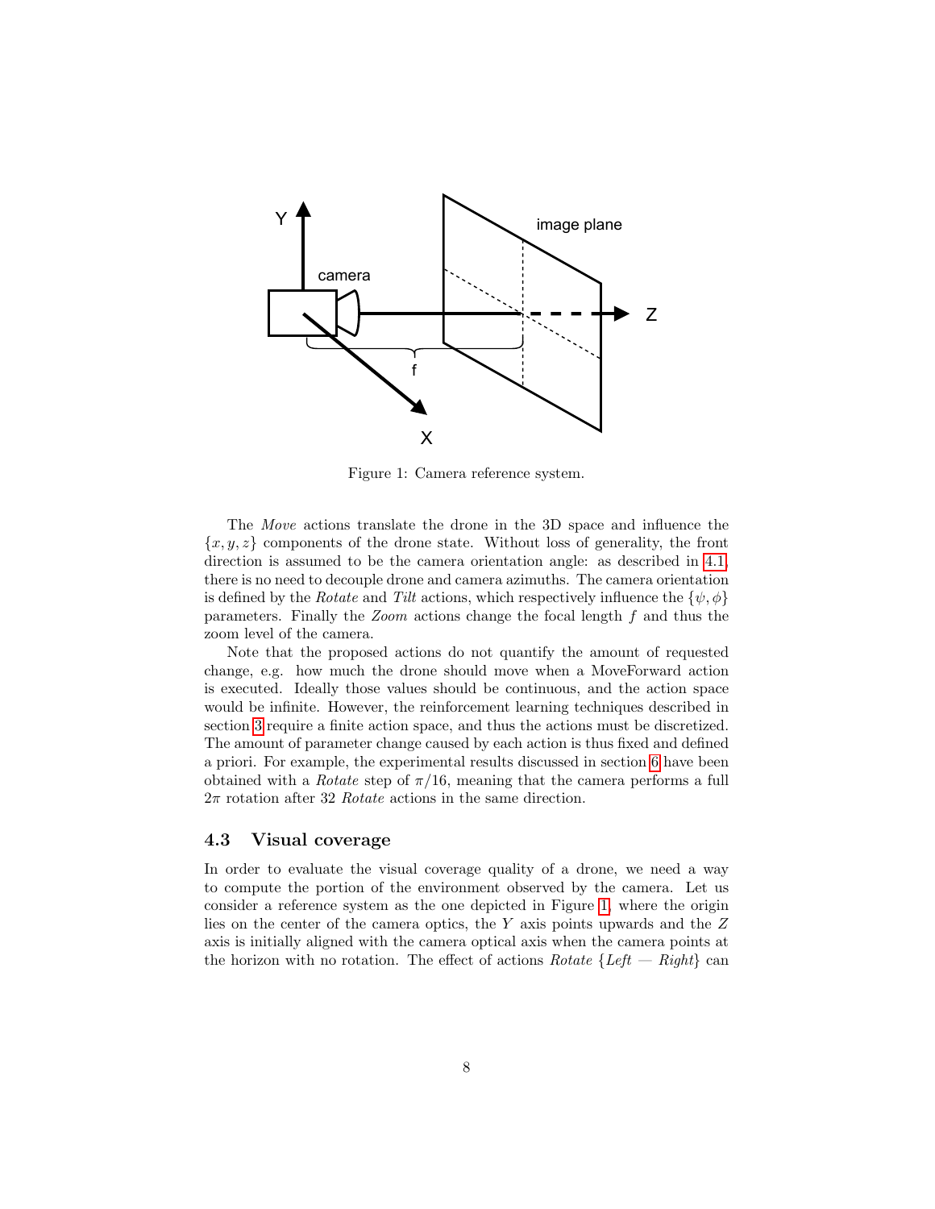Figure 1: Camera reference system.

The *Move* actions translate the drone in the 3D space and influence the $\{x, y, z\}$ components of the drone state. Without loss of generality, the front direction is assumed to be the camera orientation angle: as described in 4.1, there is no need to decouple drone and camera azimuths. The camera orientation is defined by the *Rotate* and *Tilt* actions, which respectively influence the $\{\psi, \phi\}$ parameters. Finally the *Zoom* actions change the focal length $f$ and thus the zoom level of the camera.

Note that the proposed actions do not quantify the amount of requested change, e.g. how much the drone should move when a MoveForward action is executed. Ideally those values should be continuous, and the action space would be infinite. However, the reinforcement learning techniques described in section 3 require a finite action space, and thus the actions must be discretized. The amount of parameter change caused by each action is thus fixed and defined a priori. For example, the experimental results discussed in section 6 have been obtained with a *Rotate* step of $\pi/16$, meaning that the camera performs a full $2\pi$ rotation after 32 *Rotate* actions in the same direction.

### 4.3 Visual coverage

In order to evaluate the visual coverage quality of a drone, we need a way to compute the portion of the environment observed by the camera. Let us consider a reference system as the one depicted in Figure 1, where the origin lies on the center of the camera optics, the $Y$ axis points upwards and the $Z$ axis is initially aligned with the camera optical axis when the camera points at the horizon with no rotation. The effect of actions *Rotate* $\{$*Left* — *Right*$\}$ can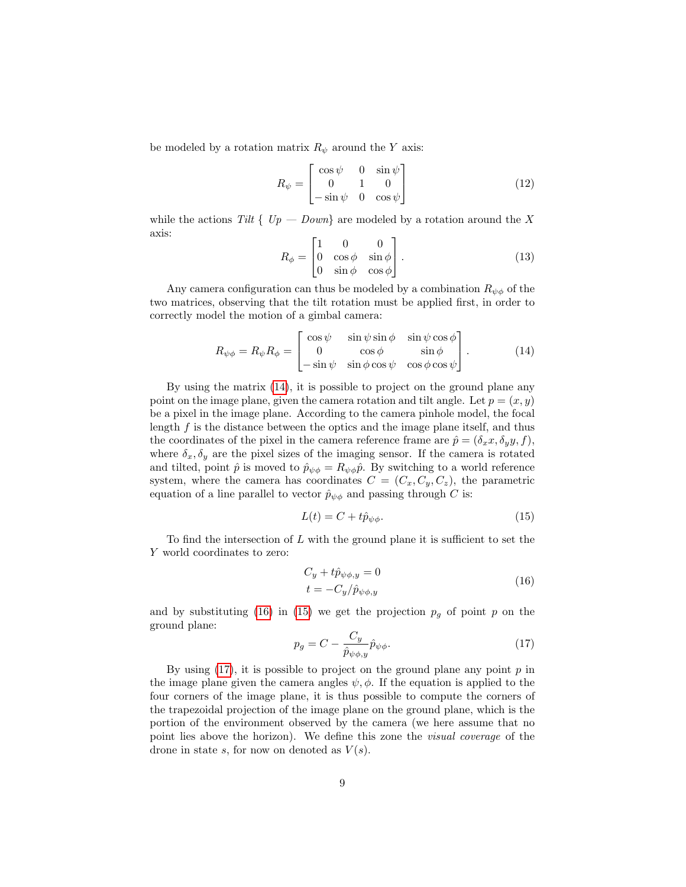be modeled by a rotation matrix $R_\psi$ around the $Y$ axis:

$$R_\psi = \begin{bmatrix} \cos\psi & 0 & \sin\psi \\ 0 & 1 & 0 \\ -\sin\psi & 0 & \cos\psi \end{bmatrix} \tag{12}$$

while the actions *Tilt* { *Up* — *Down*} are modeled by a rotation around the $X$ axis:

$$R_\phi = \begin{bmatrix} 1 & 0 & 0 \\ 0 & \cos\phi & \sin\phi \\ 0 & \sin\phi & \cos\phi \end{bmatrix}. \tag{13}$$

Any camera configuration can thus be modeled by a combination $R_{\psi\phi}$ of the two matrices, observing that the tilt rotation must be applied first, in order to correctly model the motion of a gimbal camera:

$$R_{\psi\phi} = R_\psi R_\phi = \begin{bmatrix} \cos\psi & \sin\psi\sin\phi & \sin\psi\cos\phi \\ 0 & \cos\phi & \sin\phi \\ -\sin\psi & \sin\phi\cos\psi & \cos\phi\cos\psi \end{bmatrix}. \tag{14}$$

By using the matrix (14), it is possible to project on the ground plane any point on the image plane, given the camera rotation and tilt angle. Let $p = (x, y)$ be a pixel in the image plane. According to the camera pinhole model, the focal length $f$ is the distance between the optics and the image plane itself, and thus the coordinates of the pixel in the camera reference frame are $\hat{p} = (\delta_x x, \delta_y y, f)$, where $\delta_x, \delta_y$ are the pixel sizes of the imaging sensor. If the camera is rotated and tilted, point $\hat{p}$ is moved to $\hat{p}_{\psi\phi} = R_{\psi\phi}\hat{p}$. By switching to a world reference system, where the camera has coordinates $C = (C_x, C_y, C_z)$, the parametric equation of a line parallel to vector $\hat{p}_{\psi\phi}$ and passing through $C$ is:

$$L(t) = C + t\hat{p}_{\psi\phi}. \tag{15}$$

To find the intersection of $L$ with the ground plane it is sufficient to set the $Y$ world coordinates to zero:

$$\begin{aligned} C_y + t\hat{p}_{\psi\phi,y} &= 0 \\ t &= -C_y/\hat{p}_{\psi\phi,y} \end{aligned} \tag{16}$$

and by substituting (16) in (15) we get the projection $p_g$ of point $p$ on the ground plane:

$$p_g = C - \frac{C_y}{\hat{p}_{\psi\phi,y}}\hat{p}_{\psi\phi}. \tag{17}$$

By using (17), it is possible to project on the ground plane any point $p$ in the image plane given the camera angles $\psi, \phi$. If the equation is applied to the four corners of the image plane, it is thus possible to compute the corners of the trapezoidal projection of the image plane on the ground plane, which is the portion of the environment observed by the camera (we here assume that no point lies above the horizon). We define this zone the *visual coverage* of the drone in state $s$, for now on denoted as $V(s)$.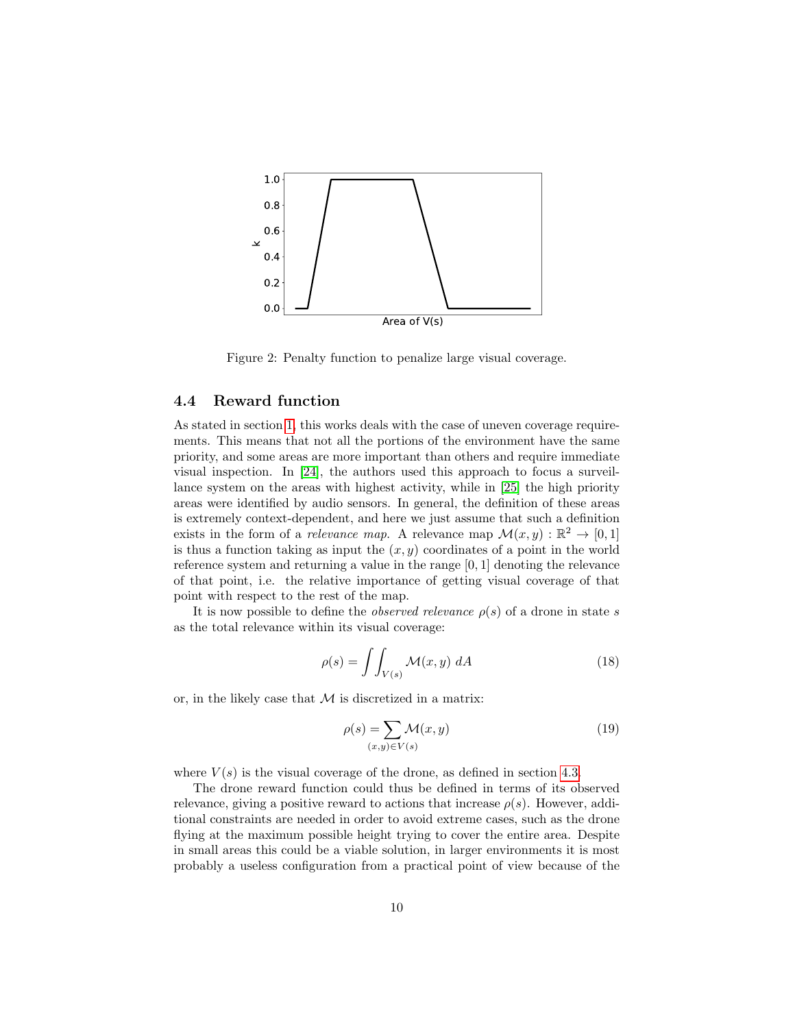Figure 2: Penalty function to penalize large visual coverage.

### 4.4 Reward function

As stated in section 1, this works deals with the case of uneven coverage requirements. This means that not all the portions of the environment have the same priority, and some areas are more important than others and require immediate visual inspection. In [24], the authors used this approach to focus a surveillance system on the areas with highest activity, while in [25] the high priority areas were identified by audio sensors. In general, the definition of these areas is extremely context-dependent, and here we just assume that such a definition exists in the form of a *relevance map*. A relevance map $\mathcal{M}(x, y) : \mathbb{R}^2 \to [0, 1]$ is thus a function taking as input the $(x, y)$ coordinates of a point in the world reference system and returning a value in the range $[0, 1]$ denoting the relevance of that point, i.e. the relative importance of getting visual coverage of that point with respect to the rest of the map.

It is now possible to define the *observed relevance* $\rho(s)$ of a drone in state $s$ as the total relevance within its visual coverage:

$$\rho(s) = \int\int_{V(s)} \mathcal{M}(x, y) \; dA \tag{18}$$

or, in the likely case that $\mathcal{M}$ is discretized in a matrix:

$$\rho(s) = \sum_{(x,y) \in V(s)} \mathcal{M}(x, y) \tag{19}$$

where $V(s)$ is the visual coverage of the drone, as defined in section 4.3.

The drone reward function could thus be defined in terms of its observed relevance, giving a positive reward to actions that increase $\rho(s)$. However, additional constraints are needed in order to avoid extreme cases, such as the drone flying at the maximum possible height trying to cover the entire area. Despite in small areas this could be a viable solution, in larger environments it is most probably a useless configuration from a practical point of view because of the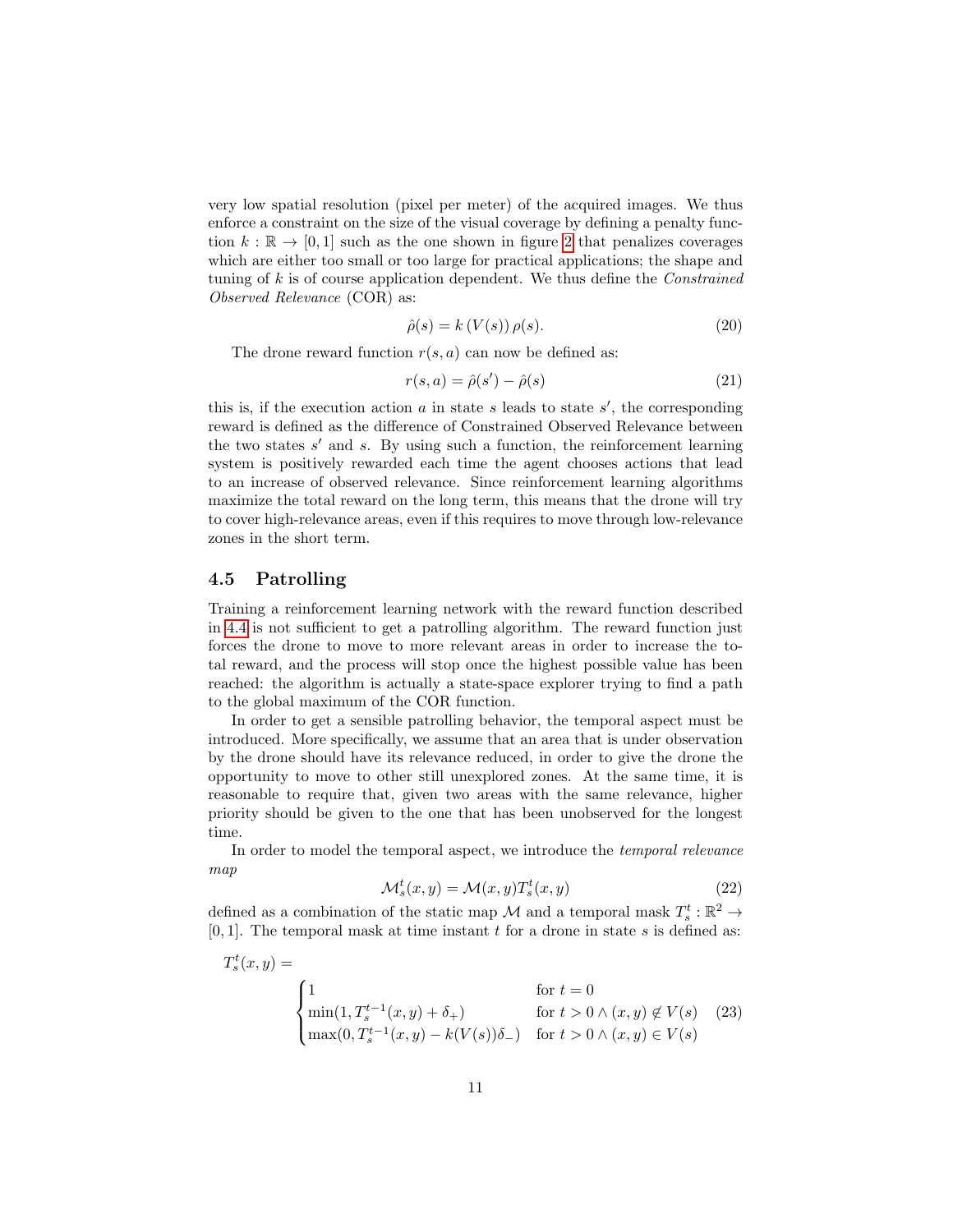very low spatial resolution (pixel per meter) of the acquired images. We thus enforce a constraint on the size of the visual coverage by defining a penalty function $k : \mathbb{R} \to [0, 1]$ such as the one shown in figure 2 that penalizes coverages which are either too small or too large for practical applications; the shape and tuning of $k$ is of course application dependent. We thus define the *Constrained Observed Relevance* (COR) as:

$$\hat{\rho}(s) = k\left(V(s)\right)\rho(s). \tag{20}$$

The drone reward function $r(s, a)$ can now be defined as:

$$r(s, a) = \hat{\rho}(s') - \hat{\rho}(s) \tag{21}$$

this is, if the execution action $a$ in state $s$ leads to state $s'$, the corresponding reward is defined as the difference of Constrained Observed Relevance between the two states $s'$ and $s$. By using such a function, the reinforcement learning system is positively rewarded each time the agent chooses actions that lead to an increase of observed relevance. Since reinforcement learning algorithms maximize the total reward on the long term, this means that the drone will try to cover high-relevance areas, even if this requires to move through low-relevance zones in the short term.

## 4.5 Patrolling

Training a reinforcement learning network with the reward function described in 4.4 is not sufficient to get a patrolling algorithm. The reward function just forces the drone to move to more relevant areas in order to increase the total reward, and the process will stop once the highest possible value has been reached: the algorithm is actually a state-space explorer trying to find a path to the global maximum of the COR function.

In order to get a sensible patrolling behavior, the temporal aspect must be introduced. More specifically, we assume that an area that is under observation by the drone should have its relevance reduced, in order to give the drone the opportunity to move to other still unexplored zones. At the same time, it is reasonable to require that, given two areas with the same relevance, higher priority should be given to the one that has been unobserved for the longest time.

In order to model the temporal aspect, we introduce the *temporal relevance map*

$$\mathcal{M}_s^t(x, y) = \mathcal{M}(x, y)T_s^t(x, y) \tag{22}$$

defined as a combination of the static map $\mathcal{M}$ and a temporal mask $T_s^t : \mathbb{R}^2 \to [0, 1]$. The temporal mask at time instant $t$ for a drone in state $s$ is defined as:

$$T_s^t(x, y) = \begin{cases} 1 & \text{for } t = 0 \\ \min(1, T_s^{t-1}(x, y) + \delta_+) & \text{for } t > 0 \wedge (x, y) \notin V(s) \\ \max(0, T_s^{t-1}(x, y) - k(V(s))\delta_-) & \text{for } t > 0 \wedge (x, y) \in V(s) \end{cases} \tag{23}$$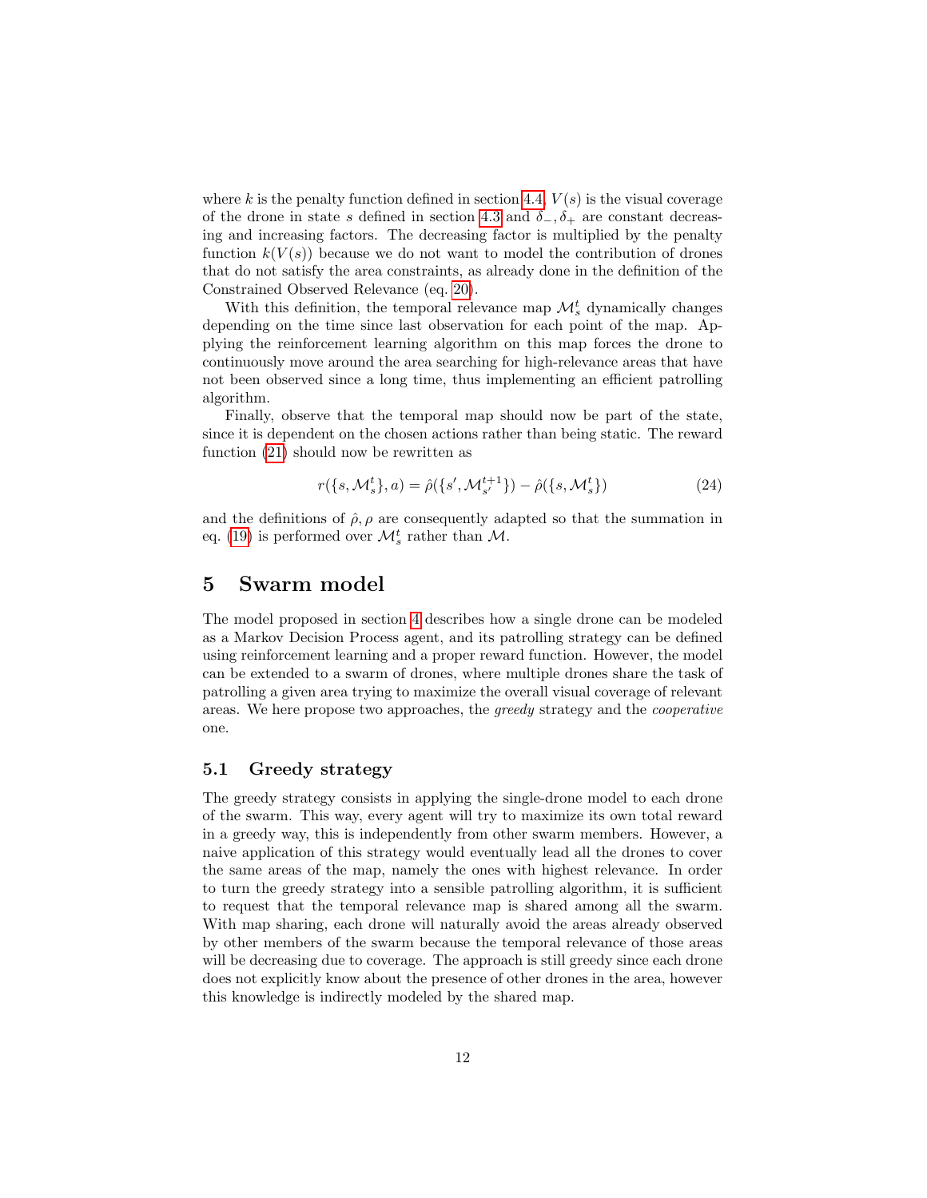where $k$ is the penalty function defined in section 4.4, $V(s)$ is the visual coverage of the drone in state $s$ defined in section 4.3 and $\delta_-, \delta_+$ are constant decreasing and increasing factors. The decreasing factor is multiplied by the penalty function $k(V(s))$ because we do not want to model the contribution of drones that do not satisfy the area constraints, as already done in the definition of the Constrained Observed Relevance (eq. 20).

With this definition, the temporal relevance map $\mathcal{M}_s^t$ dynamically changes depending on the time since last observation for each point of the map. Applying the reinforcement learning algorithm on this map forces the drone to continuously move around the area searching for high-relevance areas that have not been observed since a long time, thus implementing an efficient patrolling algorithm.

Finally, observe that the temporal map should now be part of the state, since it is dependent on the chosen actions rather than being static. The reward function (21) should now be rewritten as

$$r(\{s, \mathcal{M}_s^t\}, a) = \hat{\rho}(\{s', \mathcal{M}_{s'}^{t+1}\}) - \hat{\rho}(\{s, \mathcal{M}_s^t\}) \tag{24}$$

and the definitions of $\hat{\rho}, \rho$ are consequently adapted so that the summation in eq. (19) is performed over $\mathcal{M}_s^t$ rather than $\mathcal{M}$.

# 5 Swarm model

The model proposed in section 4 describes how a single drone can be modeled as a Markov Decision Process agent, and its patrolling strategy can be defined using reinforcement learning and a proper reward function. However, the model can be extended to a swarm of drones, where multiple drones share the task of patrolling a given area trying to maximize the overall visual coverage of relevant areas. We here propose two approaches, the *greedy* strategy and the *cooperative* one.

## 5.1 Greedy strategy

The greedy strategy consists in applying the single-drone model to each drone of the swarm. This way, every agent will try to maximize its own total reward in a greedy way, this is independently from other swarm members. However, a naive application of this strategy would eventually lead all the drones to cover the same areas of the map, namely the ones with highest relevance. In order to turn the greedy strategy into a sensible patrolling algorithm, it is sufficient to request that the temporal relevance map is shared among all the swarm. With map sharing, each drone will naturally avoid the areas already observed by other members of the swarm because the temporal relevance of those areas will be decreasing due to coverage. The approach is still greedy since each drone does not explicitly know about the presence of other drones in the area, however this knowledge is indirectly modeled by the shared map.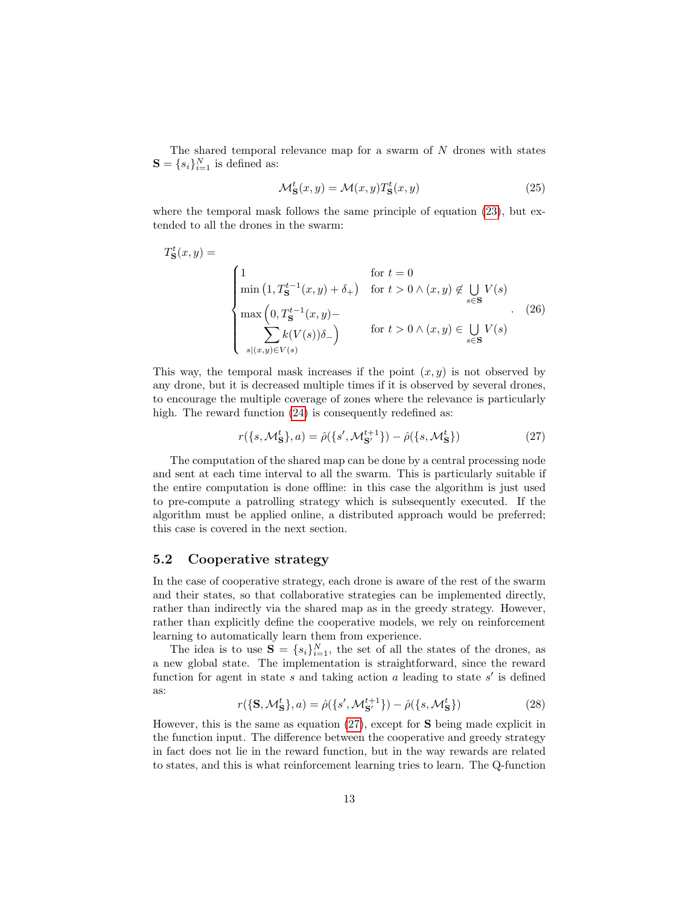The shared temporal relevance map for a swarm of $N$ drones with states $\mathbf{S} = \{s_i\}_{i=1}^N$ is defined as:

$$\mathcal{M}_{\mathbf{S}}^t(x, y) = \mathcal{M}(x, y) T_{\mathbf{S}}^t(x, y) \tag{25}$$

where the temporal mask follows the same principle of equation (23), but extended to all the drones in the swarm:

$$T_{\mathbf{S}}^t(x, y) = \begin{cases} 1 & \text{for } t = 0 \\ \min\left(1, T_{\mathbf{S}}^{t-1}(x, y) + \delta_+\right) & \text{for } t > 0 \wedge (x, y) \notin \bigcup_{s \in \mathbf{S}} V(s) \\ \max\Big(0, T_{\mathbf{S}}^{t-1}(x, y) - \\ \qquad \sum_{s \mid (x,y) \in V(s)} k(V(s))\delta_-\Big) & \text{for } t > 0 \wedge (x, y) \in \bigcup_{s \in \mathbf{S}} V(s) \end{cases} . \tag{26}$$

This way, the temporal mask increases if the point $(x, y)$ is not observed by any drone, but it is decreased multiple times if it is observed by several drones, to encourage the multiple coverage of zones where the relevance is particularly high. The reward function (24) is consequently redefined as:

$$r(\{s, \mathcal{M}_{\mathbf{S}}^t\}, a) = \hat{\rho}(\{s', \mathcal{M}_{\mathbf{S}'}^{t+1}\}) - \hat{\rho}(\{s, \mathcal{M}_{\mathbf{S}}^t\}) \tag{27}$$

The computation of the shared map can be done by a central processing node and sent at each time interval to all the swarm. This is particularly suitable if the entire computation is done offline: in this case the algorithm is just used to pre-compute a patrolling strategy which is subsequently executed. If the algorithm must be applied online, a distributed approach would be preferred; this case is covered in the next section.

## 5.2 Cooperative strategy

In the case of cooperative strategy, each drone is aware of the rest of the swarm and their states, so that collaborative strategies can be implemented directly, rather than indirectly via the shared map as in the greedy strategy. However, rather than explicitly define the cooperative models, we rely on reinforcement learning to automatically learn them from experience.

The idea is to use $\mathbf{S} = \{s_i\}_{i=1}^N$, the set of all the states of the drones, as a new global state. The implementation is straightforward, since the reward function for agent in state $s$ and taking action $a$ leading to state $s'$ is defined as:

$$r(\{\mathbf{S}, \mathcal{M}_{\mathbf{S}}^t\}, a) = \hat{\rho}(\{s', \mathcal{M}_{\mathbf{S}'}^{t+1}\}) - \hat{\rho}(\{s, \mathcal{M}_{\mathbf{S}}^t\}) \tag{28}$$

However, this is the same as equation (27), except for $\mathbf{S}$ being made explicit in the function input. The difference between the cooperative and greedy strategy in fact does not lie in the reward function, but in the way rewards are related to states, and this is what reinforcement learning tries to learn. The Q-function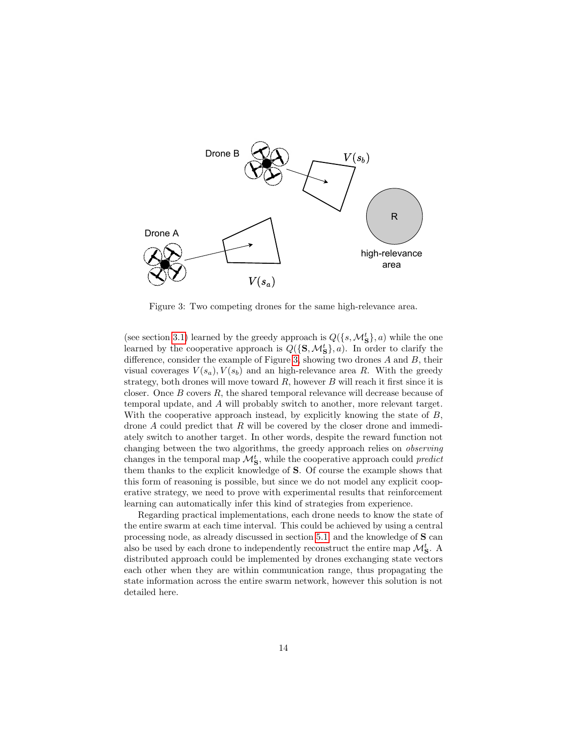Figure 3: Two competing drones for the same high-relevance area.

(see section 3.1) learned by the greedy approach is $Q(\{s, \mathcal{M}_{\mathbf{S}}^t\}, a)$ while the one learned by the cooperative approach is $Q(\{\mathbf{S}, \mathcal{M}_{\mathbf{S}}^t\}, a)$. In order to clarify the difference, consider the example of Figure 3, showing two drones $A$ and $B$, their visual coverages $V(s_a), V(s_b)$ and an high-relevance area $R$. With the greedy strategy, both drones will move toward $R$, however $B$ will reach it first since it is closer. Once $B$ covers $R$, the shared temporal relevance will decrease because of temporal update, and $A$ will probably switch to another, more relevant target. With the cooperative approach instead, by explicitly knowing the state of $B$, drone $A$ could predict that $R$ will be covered by the closer drone and immediately switch to another target. In other words, despite the reward function not changing between the two algorithms, the greedy approach relies on *observing* changes in the temporal map $\mathcal{M}_{\mathbf{S}}^t$, while the cooperative approach could *predict* them thanks to the explicit knowledge of $\mathbf{S}$. Of course the example shows that this form of reasoning is possible, but since we do not model any explicit cooperative strategy, we need to prove with experimental results that reinforcement learning can automatically infer this kind of strategies from experience.

Regarding practical implementations, each drone needs to know the state of the entire swarm at each time interval. This could be achieved by using a central processing node, as already discussed in section 5.1, and the knowledge of $\mathbf{S}$ can also be used by each drone to independently reconstruct the entire map $\mathcal{M}_{\mathbf{S}}^t$. A distributed approach could be implemented by drones exchanging state vectors each other when they are within communication range, thus propagating the state information across the entire swarm network, however this solution is not detailed here.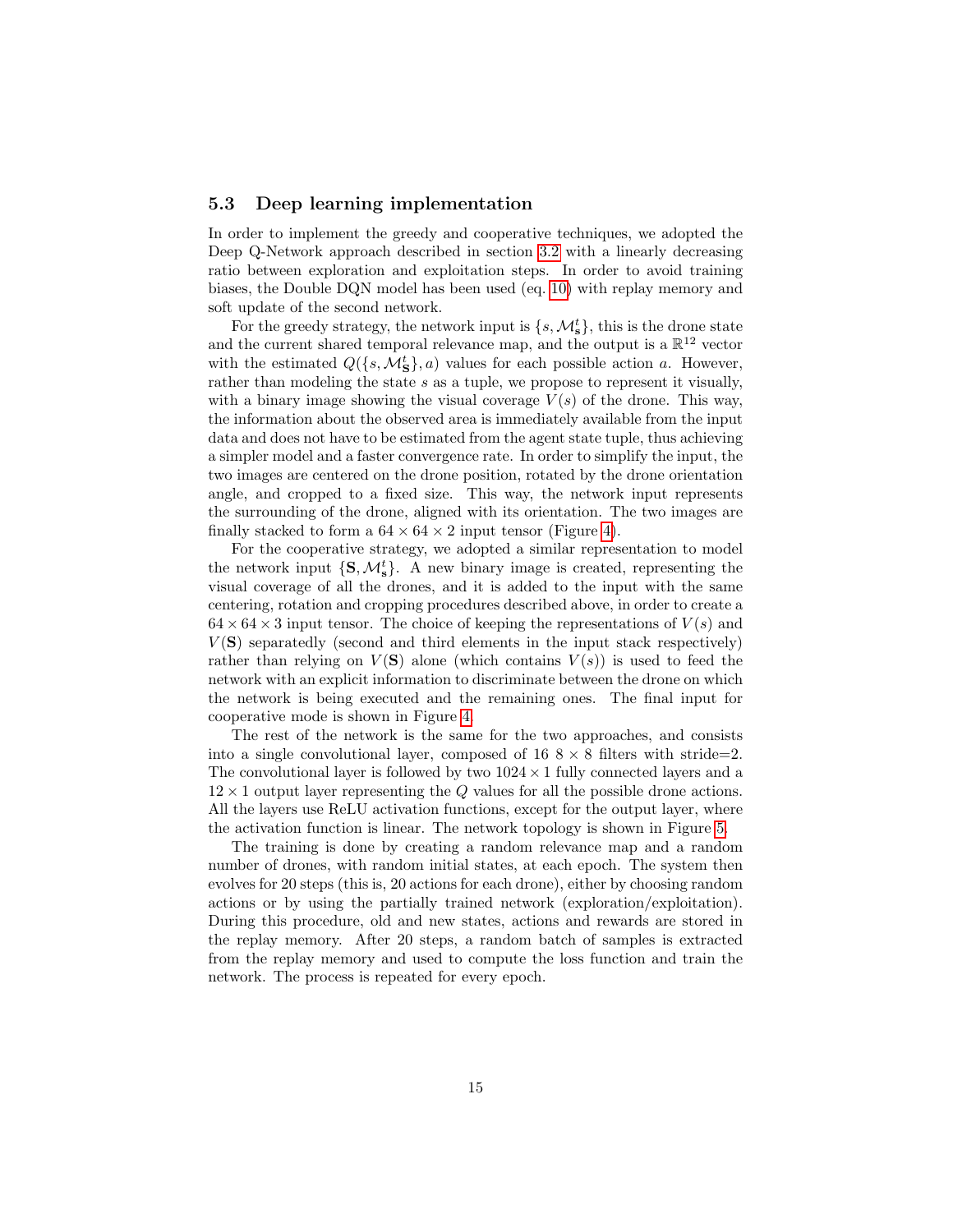### 5.3 Deep learning implementation

In order to implement the greedy and cooperative techniques, we adopted the Deep Q-Network approach described in section 3.2 with a linearly decreasing ratio between exploration and exploitation steps. In order to avoid training biases, the Double DQN model has been used (eq. 10) with replay memory and soft update of the second network.

For the greedy strategy, the network input is $\{s, \mathcal{M}_{\mathbf{s}}^{t}\}$, this is the drone state and the current shared temporal relevance map, and the output is a $\mathbb{R}^{12}$ vector with the estimated $Q(\{s, \mathcal{M}_{\mathbf{S}}^{t}\}, a)$ values for each possible action $a$. However, rather than modeling the state $s$ as a tuple, we propose to represent it visually, with a binary image showing the visual coverage $V(s)$ of the drone. This way, the information about the observed area is immediately available from the input data and does not have to be estimated from the agent state tuple, thus achieving a simpler model and a faster convergence rate. In order to simplify the input, the two images are centered on the drone position, rotated by the drone orientation angle, and cropped to a fixed size. This way, the network input represents the surrounding of the drone, aligned with its orientation. The two images are finally stacked to form a $64 \times 64 \times 2$ input tensor (Figure 4).

For the cooperative strategy, we adopted a similar representation to model the network input $\{\mathbf{S}, \mathcal{M}_{\mathbf{s}}^{t}\}$. A new binary image is created, representing the visual coverage of all the drones, and it is added to the input with the same centering, rotation and cropping procedures described above, in order to create a $64 \times 64 \times 3$ input tensor. The choice of keeping the representations of $V(s)$ and $V(\mathbf{S})$ separatedly (second and third elements in the input stack respectively) rather than relying on $V(\mathbf{S})$ alone (which contains $V(s)$) is used to feed the network with an explicit information to discriminate between the drone on which the network is being executed and the remaining ones. The final input for cooperative mode is shown in Figure 4.

The rest of the network is the same for the two approaches, and consists into a single convolutional layer, composed of 16 $8 \times 8$ filters with stride=2. The convolutional layer is followed by two $1024 \times 1$ fully connected layers and a $12 \times 1$ output layer representing the $Q$ values for all the possible drone actions. All the layers use ReLU activation functions, except for the output layer, where the activation function is linear. The network topology is shown in Figure 5.

The training is done by creating a random relevance map and a random number of drones, with random initial states, at each epoch. The system then evolves for 20 steps (this is, 20 actions for each drone), either by choosing random actions or by using the partially trained network (exploration/exploitation). During this procedure, old and new states, actions and rewards are stored in the replay memory. After 20 steps, a random batch of samples is extracted from the replay memory and used to compute the loss function and train the network. The process is repeated for every epoch.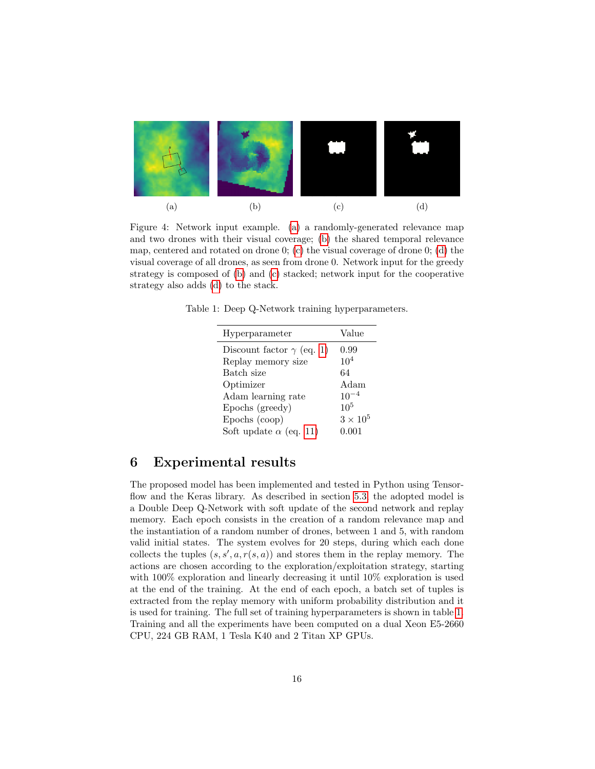(a) (b) (c) (d)

Figure 4: Network input example. (a) a randomly-generated relevance map and two drones with their visual coverage; (b) the shared temporal relevance map, centered and rotated on drone 0; (c) the visual coverage of drone 0; (d) the visual coverage of all drones, as seen from drone 0. Network input for the greedy strategy is composed of (b) and (c) stacked; network input for the cooperative strategy also adds (d) to the stack.

Table 1: Deep Q-Network training hyperparameters.

| Hyperparameter | Value |
| --- | --- |
| Discount factor $\gamma$ (eq. 1) | 0.99 |
| Replay memory size | $10^4$ |
| Batch size | 64 |
| Optimizer | Adam |
| Adam learning rate | $10^{-4}$ |
| Epochs (greedy) | $10^5$ |
| Epochs (coop) | $3 \times 10^5$ |
| Soft update $\alpha$ (eq. 11) | 0.001 |

## 6 Experimental results

The proposed model has been implemented and tested in Python using Tensorflow and the Keras library. As described in section 5.3, the adopted model is a Double Deep Q-Network with soft update of the second network and replay memory. Each epoch consists in the creation of a random relevance map and the instantiation of a random number of drones, between 1 and 5, with random valid initial states. The system evolves for 20 steps, during which each done collects the tuples $(s, s', a, r(s, a))$ and stores them in the replay memory. The actions are chosen according to the exploration/exploitation strategy, starting with 100% exploration and linearly decreasing it until 10% exploration is used at the end of the training. At the end of each epoch, a batch set of tuples is extracted from the replay memory with uniform probability distribution and it is used for training. The full set of training hyperparameters is shown in table 1. Training and all the experiments have been computed on a dual Xeon E5-2660 CPU, 224 GB RAM, 1 Tesla K40 and 2 Titan XP GPUs.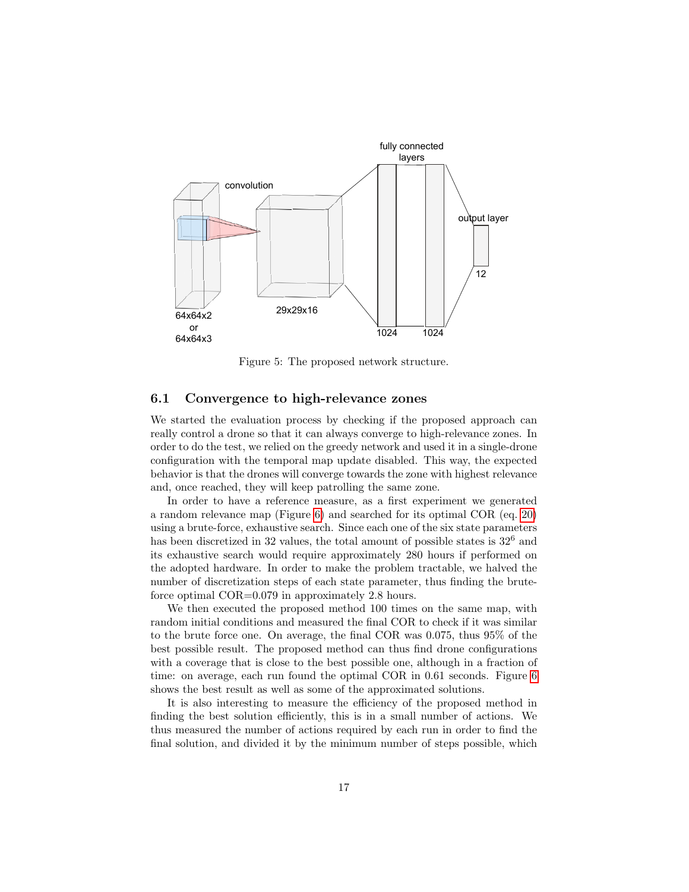Figure 5: The proposed network structure.

### 6.1 Convergence to high-relevance zones

We started the evaluation process by checking if the proposed approach can really control a drone so that it can always converge to high-relevance zones. In order to do the test, we relied on the greedy network and used it in a single-drone configuration with the temporal map update disabled. This way, the expected behavior is that the drones will converge towards the zone with highest relevance and, once reached, they will keep patrolling the same zone.

In order to have a reference measure, as a first experiment we generated a random relevance map (Figure 6) and searched for its optimal COR (eq. 20) using a brute-force, exhaustive search. Since each one of the six state parameters has been discretized in 32 values, the total amount of possible states is $32^6$ and its exhaustive search would require approximately 280 hours if performed on the adopted hardware. In order to make the problem tractable, we halved the number of discretization steps of each state parameter, thus finding the brute-force optimal COR=0.079 in approximately 2.8 hours.

We then executed the proposed method 100 times on the same map, with random initial conditions and measured the final COR to check if it was similar to the brute force one. On average, the final COR was 0.075, thus 95% of the best possible result. The proposed method can thus find drone configurations with a coverage that is close to the best possible one, although in a fraction of time: on average, each run found the optimal COR in 0.61 seconds. Figure 6 shows the best result as well as some of the approximated solutions.

It is also interesting to measure the efficiency of the proposed method in finding the best solution efficiently, this is in a small number of actions. We thus measured the number of actions required by each run in order to find the final solution, and divided it by the minimum number of steps possible, which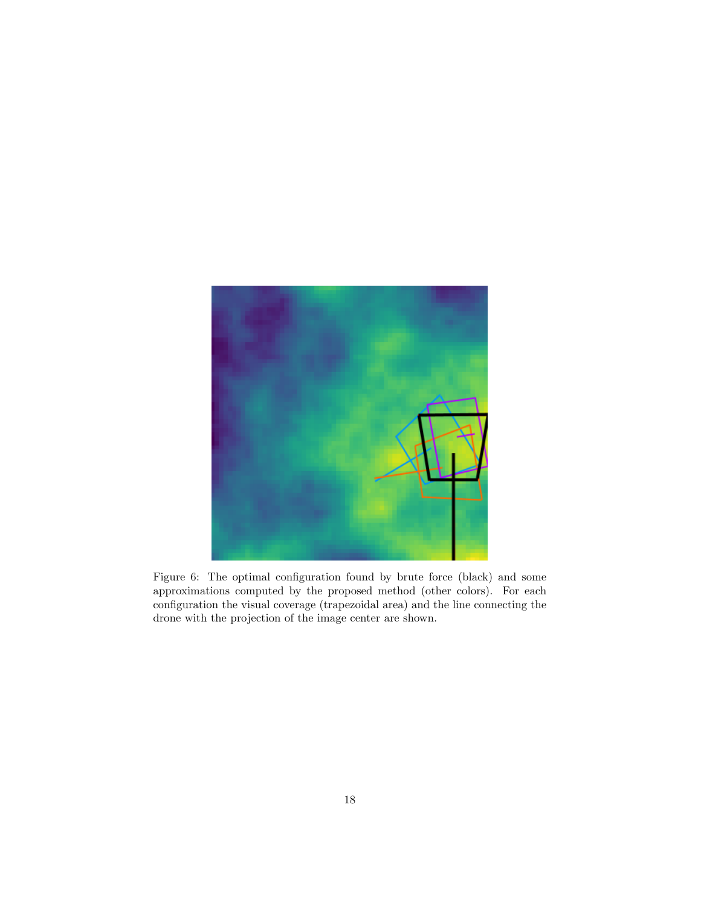Figure 6: The optimal configuration found by brute force (black) and some approximations computed by the proposed method (other colors). For each configuration the visual coverage (trapezoidal area) and the line connecting the drone with the projection of the image center are shown.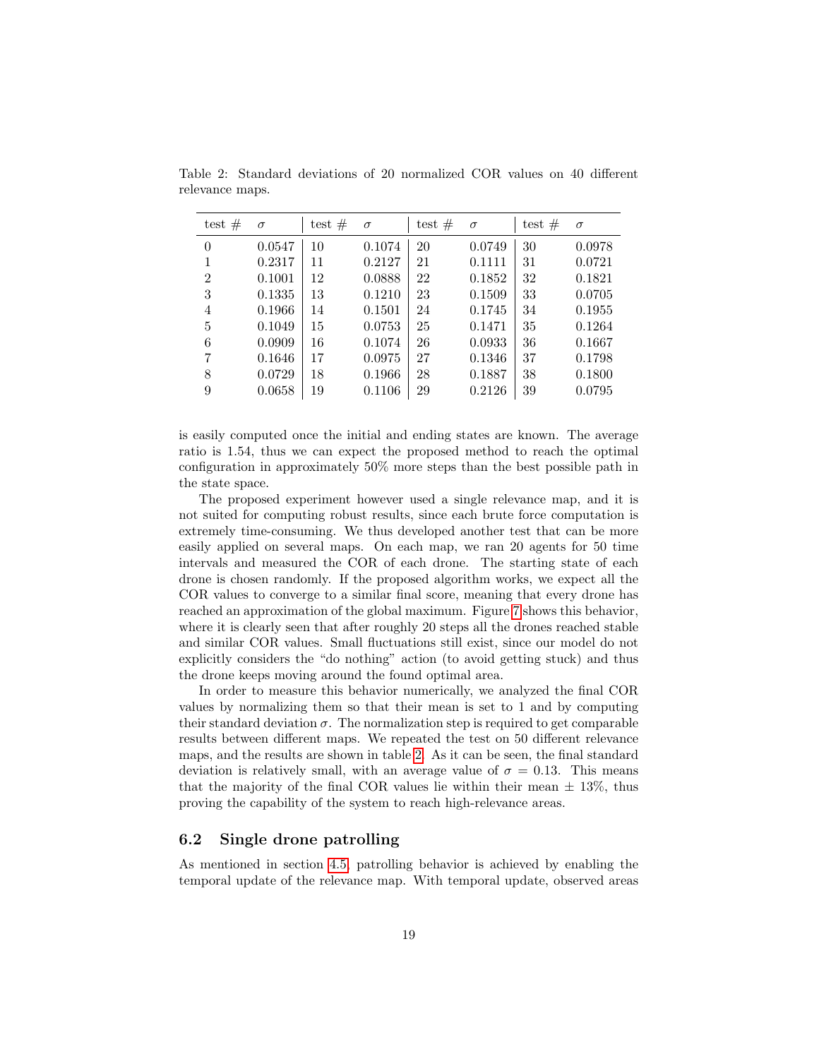Table 2: Standard deviations of 20 normalized COR values on 40 different relevance maps.

| test # | $\sigma$ | test # | $\sigma$ | test # | $\sigma$ | test # | $\sigma$ |
|---|---|---|---|---|---|---|---|
| 0 | 0.0547 | 10 | 0.1074 | 20 | 0.0749 | 30 | 0.0978 |
| 1 | 0.2317 | 11 | 0.2127 | 21 | 0.1111 | 31 | 0.0721 |
| 2 | 0.1001 | 12 | 0.0888 | 22 | 0.1852 | 32 | 0.1821 |
| 3 | 0.1335 | 13 | 0.1210 | 23 | 0.1509 | 33 | 0.0705 |
| 4 | 0.1966 | 14 | 0.1501 | 24 | 0.1745 | 34 | 0.1955 |
| 5 | 0.1049 | 15 | 0.0753 | 25 | 0.1471 | 35 | 0.1264 |
| 6 | 0.0909 | 16 | 0.1074 | 26 | 0.0933 | 36 | 0.1667 |
| 7 | 0.1646 | 17 | 0.0975 | 27 | 0.1346 | 37 | 0.1798 |
| 8 | 0.0729 | 18 | 0.1966 | 28 | 0.1887 | 38 | 0.1800 |
| 9 | 0.0658 | 19 | 0.1106 | 29 | 0.2126 | 39 | 0.0795 |

is easily computed once the initial and ending states are known. The average ratio is 1.54, thus we can expect the proposed method to reach the optimal configuration in approximately 50% more steps than the best possible path in the state space.

The proposed experiment however used a single relevance map, and it is not suited for computing robust results, since each brute force computation is extremely time-consuming. We thus developed another test that can be more easily applied on several maps. On each map, we ran 20 agents for 50 time intervals and measured the COR of each drone. The starting state of each drone is chosen randomly. If the proposed algorithm works, we expect all the COR values to converge to a similar final score, meaning that every drone has reached an approximation of the global maximum. Figure 7 shows this behavior, where it is clearly seen that after roughly 20 steps all the drones reached stable and similar COR values. Small fluctuations still exist, since our model do not explicitly considers the "do nothing" action (to avoid getting stuck) and thus the drone keeps moving around the found optimal area.

In order to measure this behavior numerically, we analyzed the final COR values by normalizing them so that their mean is set to 1 and by computing their standard deviation $\sigma$. The normalization step is required to get comparable results between different maps. We repeated the test on 50 different relevance maps, and the results are shown in table 2. As it can be seen, the final standard deviation is relatively small, with an average value of $\sigma = 0.13$. This means that the majority of the final COR values lie within their mean $\pm$ 13%, thus proving the capability of the system to reach high-relevance areas.

## 6.2 Single drone patrolling

As mentioned in section 4.5, patrolling behavior is achieved by enabling the temporal update of the relevance map. With temporal update, observed areas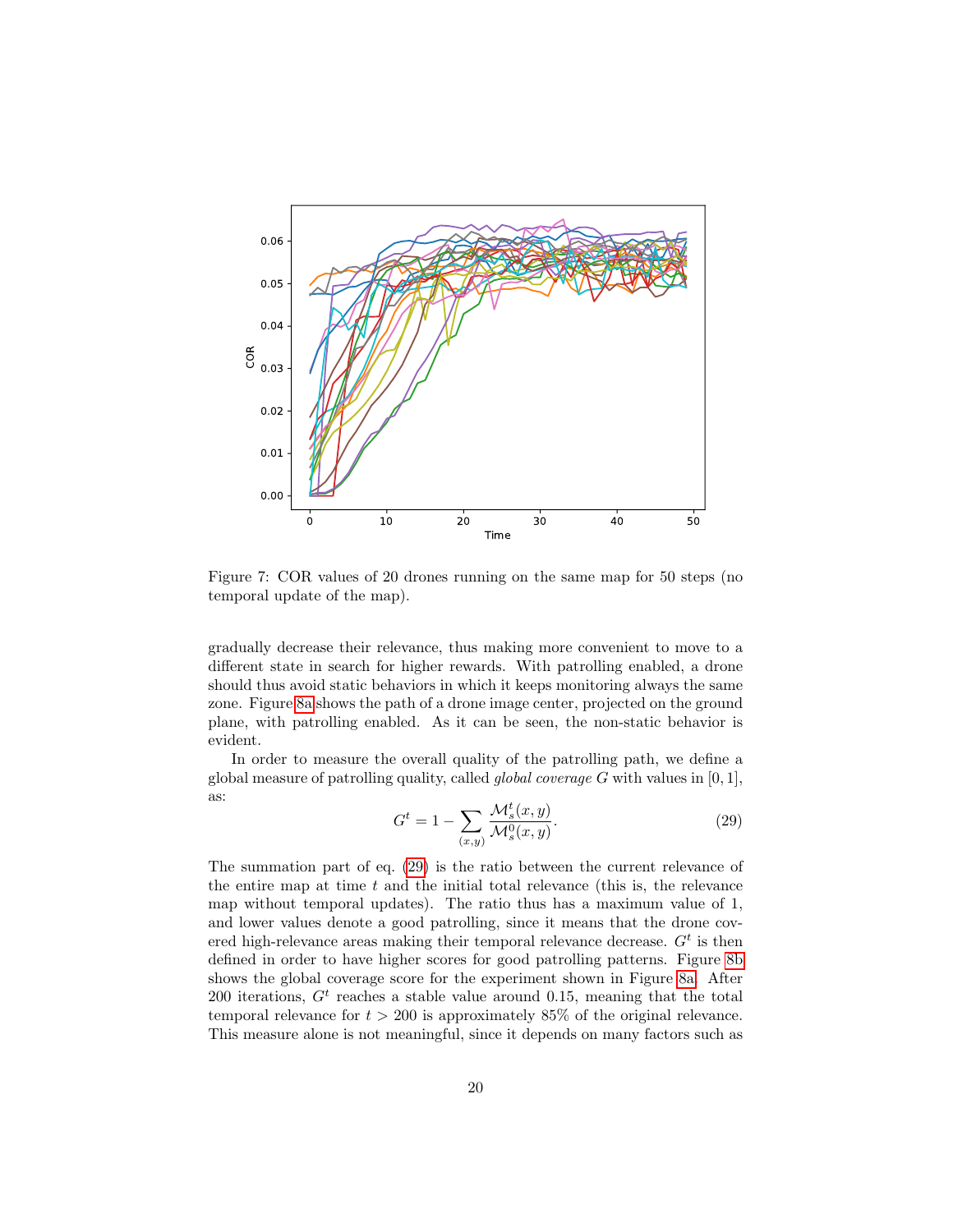Figure 7: COR values of 20 drones running on the same map for 50 steps (no temporal update of the map).

gradually decrease their relevance, thus making more convenient to move to a different state in search for higher rewards. With patrolling enabled, a drone should thus avoid static behaviors in which it keeps monitoring always the same zone. Figure 8a shows the path of a drone image center, projected on the ground plane, with patrolling enabled. As it can be seen, the non-static behavior is evident.

In order to measure the overall quality of the patrolling path, we define a global measure of patrolling quality, called *global coverage* $G$ with values in $[0, 1]$, as:

$$G^t = 1 - \sum_{(x,y)} \frac{\mathcal{M}_s^t(x, y)}{\mathcal{M}_s^0(x, y)}. \tag{29}$$

The summation part of eq. (29) is the ratio between the current relevance of the entire map at time $t$ and the initial total relevance (this is, the relevance map without temporal updates). The ratio thus has a maximum value of 1, and lower values denote a good patrolling, since it means that the drone covered high-relevance areas making their temporal relevance decrease. $G^t$ is then defined in order to have higher scores for good patrolling patterns. Figure 8b shows the global coverage score for the experiment shown in Figure 8a. After 200 iterations, $G^t$ reaches a stable value around 0.15, meaning that the total temporal relevance for $t > 200$ is approximately 85% of the original relevance. This measure alone is not meaningful, since it depends on many factors such as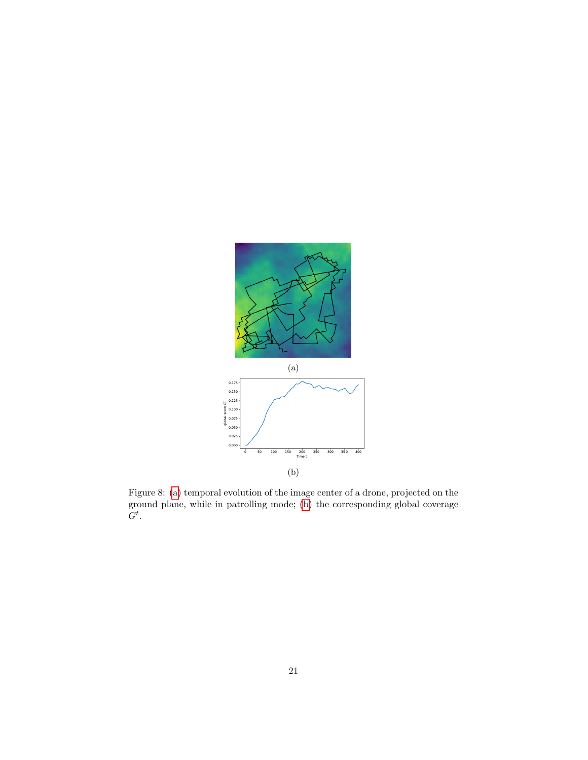(a)

(b)

Figure 8: (a) temporal evolution of the image center of a drone, projected on the ground plane, while in patrolling mode; (b) the corresponding global coverage $G^t$.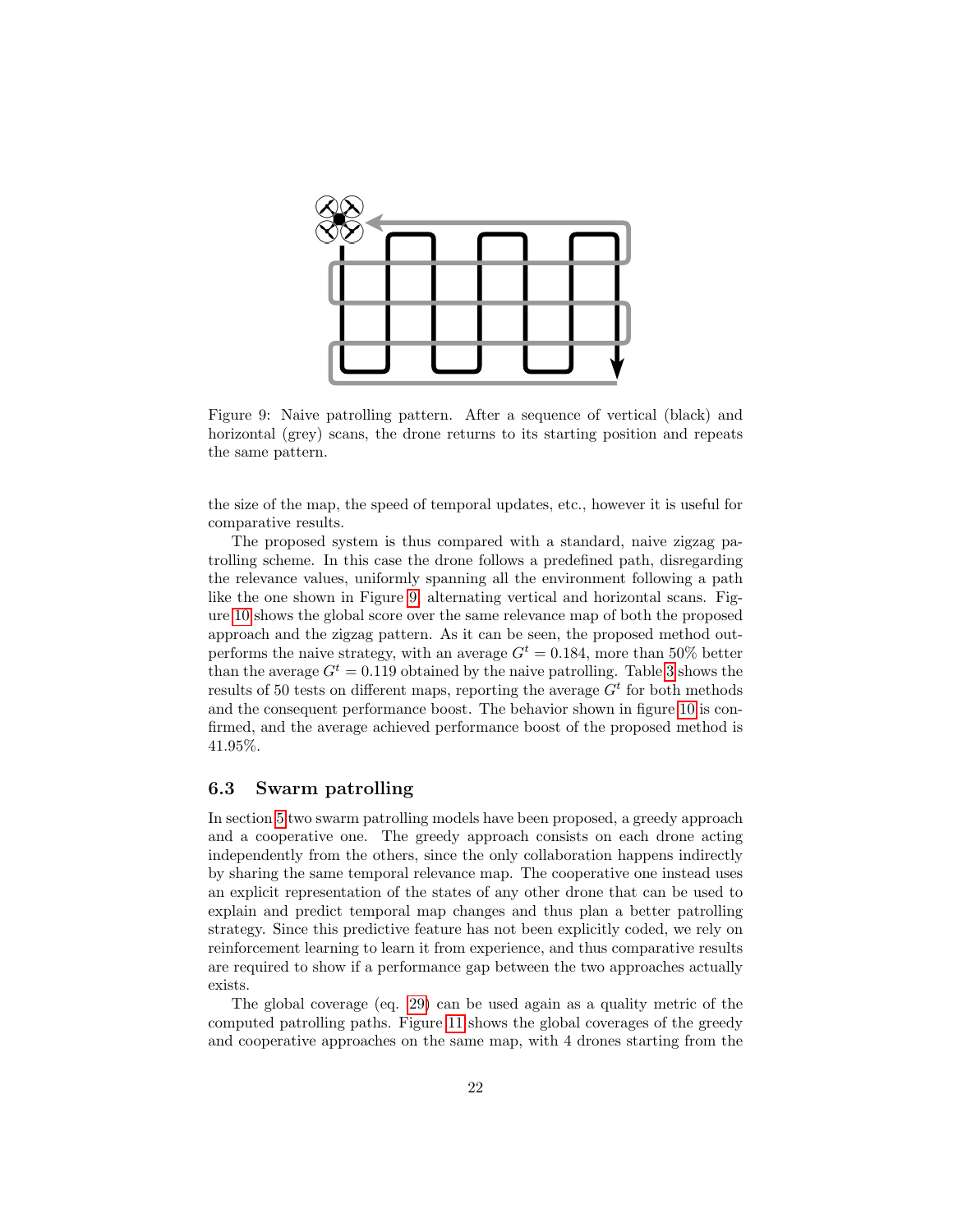Figure 9: Naive patrolling pattern. After a sequence of vertical (black) and horizontal (grey) scans, the drone returns to its starting position and repeats the same pattern.

the size of the map, the speed of temporal updates, etc., however it is useful for comparative results.

The proposed system is thus compared with a standard, naive zigzag patrolling scheme. In this case the drone follows a predefined path, disregarding the relevance values, uniformly spanning all the environment following a path like the one shown in Figure 9, alternating vertical and horizontal scans. Figure 10 shows the global score over the same relevance map of both the proposed approach and the zigzag pattern. As it can be seen, the proposed method outperforms the naive strategy, with an average $G^t = 0.184$, more than 50% better than the average $G^t = 0.119$ obtained by the naive patrolling. Table 3 shows the results of 50 tests on different maps, reporting the average $G^t$ for both methods and the consequent performance boost. The behavior shown in figure 10 is confirmed, and the average achieved performance boost of the proposed method is 41.95%.

### 6.3 Swarm patrolling

In section 5 two swarm patrolling models have been proposed, a greedy approach and a cooperative one. The greedy approach consists on each drone acting independently from the others, since the only collaboration happens indirectly by sharing the same temporal relevance map. The cooperative one instead uses an explicit representation of the states of any other drone that can be used to explain and predict temporal map changes and thus plan a better patrolling strategy. Since this predictive feature has not been explicitly coded, we rely on reinforcement learning to learn it from experience, and thus comparative results are required to show if a performance gap between the two approaches actually exists.

The global coverage (eq. 29) can be used again as a quality metric of the computed patrolling paths. Figure 11 shows the global coverages of the greedy and cooperative approaches on the same map, with 4 drones starting from the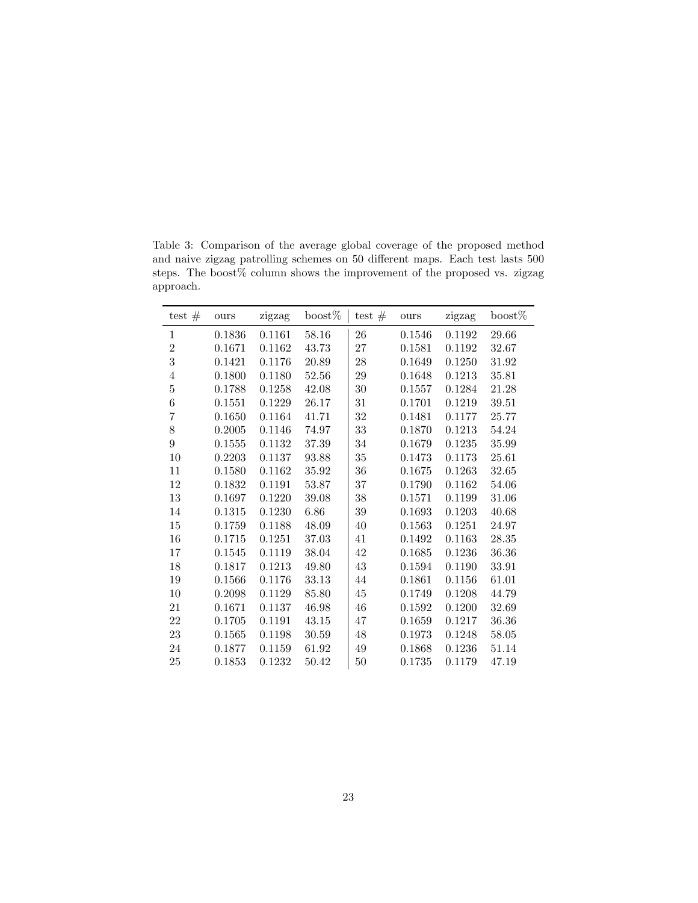Table 3: Comparison of the average global coverage of the proposed method and naive zigzag patrolling schemes on 50 different maps. Each test lasts 500 steps. The boost% column shows the improvement of the proposed vs. zigzag approach.

| test # | ours | zigzag | boost% | test # | ours | zigzag | boost% |
|---|---|---|---|---|---|---|---|
| 1 | 0.1836 | 0.1161 | 58.16 | 26 | 0.1546 | 0.1192 | 29.66 |
| 2 | 0.1671 | 0.1162 | 43.73 | 27 | 0.1581 | 0.1192 | 32.67 |
| 3 | 0.1421 | 0.1176 | 20.89 | 28 | 0.1649 | 0.1250 | 31.92 |
| 4 | 0.1800 | 0.1180 | 52.56 | 29 | 0.1648 | 0.1213 | 35.81 |
| 5 | 0.1788 | 0.1258 | 42.08 | 30 | 0.1557 | 0.1284 | 21.28 |
| 6 | 0.1551 | 0.1229 | 26.17 | 31 | 0.1701 | 0.1219 | 39.51 |
| 7 | 0.1650 | 0.1164 | 41.71 | 32 | 0.1481 | 0.1177 | 25.77 |
| 8 | 0.2005 | 0.1146 | 74.97 | 33 | 0.1870 | 0.1213 | 54.24 |
| 9 | 0.1555 | 0.1132 | 37.39 | 34 | 0.1679 | 0.1235 | 35.99 |
| 10 | 0.2203 | 0.1137 | 93.88 | 35 | 0.1473 | 0.1173 | 25.61 |
| 11 | 0.1580 | 0.1162 | 35.92 | 36 | 0.1675 | 0.1263 | 32.65 |
| 12 | 0.1832 | 0.1191 | 53.87 | 37 | 0.1790 | 0.1162 | 54.06 |
| 13 | 0.1697 | 0.1220 | 39.08 | 38 | 0.1571 | 0.1199 | 31.06 |
| 14 | 0.1315 | 0.1230 | 6.86 | 39 | 0.1693 | 0.1203 | 40.68 |
| 15 | 0.1759 | 0.1188 | 48.09 | 40 | 0.1563 | 0.1251 | 24.97 |
| 16 | 0.1715 | 0.1251 | 37.03 | 41 | 0.1492 | 0.1163 | 28.35 |
| 17 | 0.1545 | 0.1119 | 38.04 | 42 | 0.1685 | 0.1236 | 36.36 |
| 18 | 0.1817 | 0.1213 | 49.80 | 43 | 0.1594 | 0.1190 | 33.91 |
| 19 | 0.1566 | 0.1176 | 33.13 | 44 | 0.1861 | 0.1156 | 61.01 |
| 10 | 0.2098 | 0.1129 | 85.80 | 45 | 0.1749 | 0.1208 | 44.79 |
| 21 | 0.1671 | 0.1137 | 46.98 | 46 | 0.1592 | 0.1200 | 32.69 |
| 22 | 0.1705 | 0.1191 | 43.15 | 47 | 0.1659 | 0.1217 | 36.36 |
| 23 | 0.1565 | 0.1198 | 30.59 | 48 | 0.1973 | 0.1248 | 58.05 |
| 24 | 0.1877 | 0.1159 | 61.92 | 49 | 0.1868 | 0.1236 | 51.14 |
| 25 | 0.1853 | 0.1232 | 50.42 | 50 | 0.1735 | 0.1179 | 47.19 |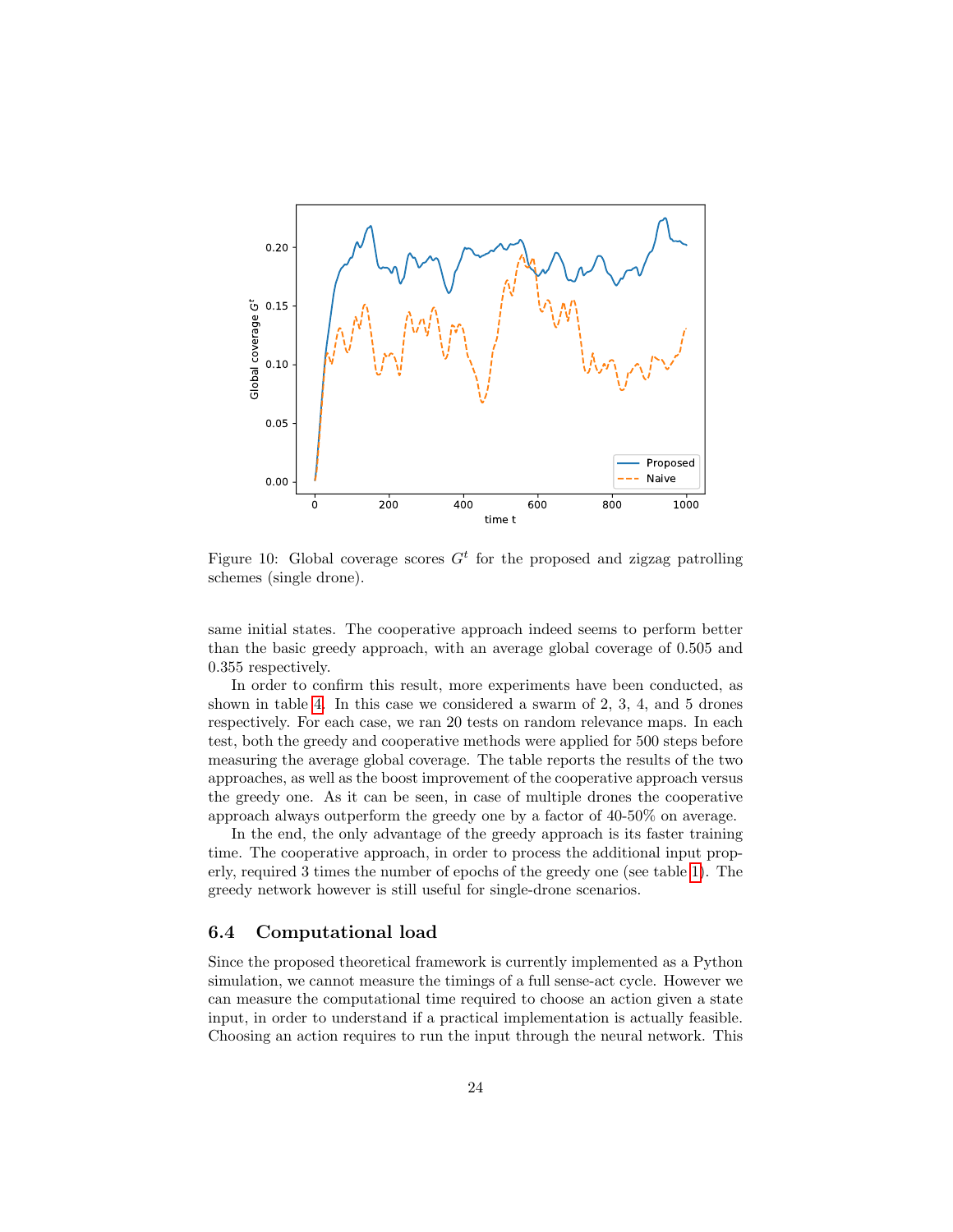Figure 10: Global coverage scores $G^t$ for the proposed and zigzag patrolling schemes (single drone).

same initial states. The cooperative approach indeed seems to perform better than the basic greedy approach, with an average global coverage of 0.505 and 0.355 respectively.

In order to confirm this result, more experiments have been conducted, as shown in table 4. In this case we considered a swarm of 2, 3, 4, and 5 drones respectively. For each case, we ran 20 tests on random relevance maps. In each test, both the greedy and cooperative methods were applied for 500 steps before measuring the average global coverage. The table reports the results of the two approaches, as well as the boost improvement of the cooperative approach versus the greedy one. As it can be seen, in case of multiple drones the cooperative approach always outperform the greedy one by a factor of 40-50% on average.

In the end, the only advantage of the greedy approach is its faster training time. The cooperative approach, in order to process the additional input properly, required 3 times the number of epochs of the greedy one (see table 1). The greedy network however is still useful for single-drone scenarios.

### 6.4 Computational load

Since the proposed theoretical framework is currently implemented as a Python simulation, we cannot measure the timings of a full sense-act cycle. However we can measure the computational time required to choose an action given a state input, in order to understand if a practical implementation is actually feasible. Choosing an action requires to run the input through the neural network. This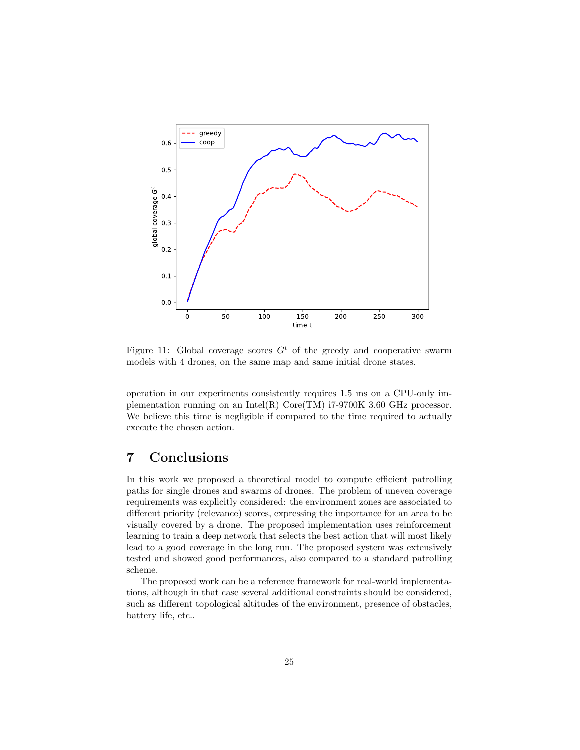Figure 11: Global coverage scores $G^t$ of the greedy and cooperative swarm models with 4 drones, on the same map and same initial drone states.

operation in our experiments consistently requires 1.5 ms on a CPU-only implementation running on an Intel(R) Core(TM) i7-9700K 3.60 GHz processor. We believe this time is negligible if compared to the time required to actually execute the chosen action.

# 7 Conclusions

In this work we proposed a theoretical model to compute efficient patrolling paths for single drones and swarms of drones. The problem of uneven coverage requirements was explicitly considered: the environment zones are associated to different priority (relevance) scores, expressing the importance for an area to be visually covered by a drone. The proposed implementation uses reinforcement learning to train a deep network that selects the best action that will most likely lead to a good coverage in the long run. The proposed system was extensively tested and showed good performances, also compared to a standard patrolling scheme.

The proposed work can be a reference framework for real-world implementations, although in that case several additional constraints should be considered, such as different topological altitudes of the environment, presence of obstacles, battery life, etc..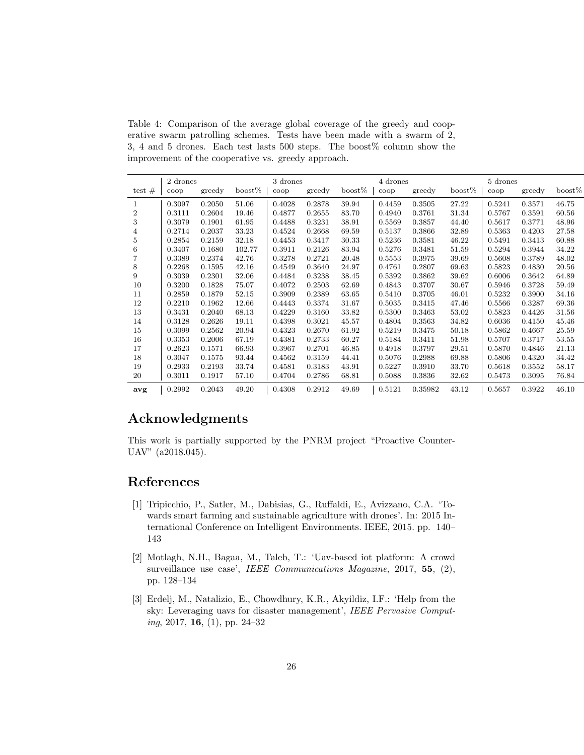Table 4: Comparison of the average global coverage of the greedy and cooperative swarm patrolling schemes. Tests have been made with a swarm of 2, 3, 4 and 5 drones. Each test lasts 500 steps. The boost% column show the improvement of the cooperative vs. greedy approach.

| | 2 drones | | | 3 drones | | | 4 drones | | | 5 drones | | |
|---|---|---|---|---|---|---|---|---|---|---|---|---|
| test # | coop | greedy | boost% | coop | greedy | boost% | coop | greedy | boost% | coop | greedy | boost% |
| 1 | 0.3097 | 0.2050 | 51.06 | 0.4028 | 0.2878 | 39.94 | 0.4459 | 0.3505 | 27.22 | 0.5241 | 0.3571 | 46.75 |
| 2 | 0.3111 | 0.2604 | 19.46 | 0.4877 | 0.2655 | 83.70 | 0.4940 | 0.3761 | 31.34 | 0.5767 | 0.3591 | 60.56 |
| 3 | 0.3079 | 0.1901 | 61.95 | 0.4488 | 0.3231 | 38.91 | 0.5569 | 0.3857 | 44.40 | 0.5617 | 0.3771 | 48.96 |
| 4 | 0.2714 | 0.2037 | 33.23 | 0.4524 | 0.2668 | 69.59 | 0.5137 | 0.3866 | 32.89 | 0.5363 | 0.4203 | 27.58 |
| 5 | 0.2854 | 0.2159 | 32.18 | 0.4453 | 0.3417 | 30.33 | 0.5236 | 0.3581 | 46.22 | 0.5491 | 0.3413 | 60.88 |
| 6 | 0.3407 | 0.1680 | 102.77 | 0.3911 | 0.2126 | 83.94 | 0.5276 | 0.3481 | 51.59 | 0.5294 | 0.3944 | 34.22 |
| 7 | 0.3389 | 0.2374 | 42.76 | 0.3278 | 0.2721 | 20.48 | 0.5553 | 0.3975 | 39.69 | 0.5608 | 0.3789 | 48.02 |
| 8 | 0.2268 | 0.1595 | 42.16 | 0.4549 | 0.3640 | 24.97 | 0.4761 | 0.2807 | 69.63 | 0.5823 | 0.4830 | 20.56 |
| 9 | 0.3039 | 0.2301 | 32.06 | 0.4484 | 0.3238 | 38.45 | 0.5392 | 0.3862 | 39.62 | 0.6006 | 0.3642 | 64.89 |
| 10 | 0.3200 | 0.1828 | 75.07 | 0.4072 | 0.2503 | 62.69 | 0.4843 | 0.3707 | 30.67 | 0.5946 | 0.3728 | 59.49 |
| 11 | 0.2859 | 0.1879 | 52.15 | 0.3909 | 0.2389 | 63.65 | 0.5410 | 0.3705 | 46.01 | 0.5232 | 0.3900 | 34.16 |
| 12 | 0.2210 | 0.1962 | 12.66 | 0.4443 | 0.3374 | 31.67 | 0.5035 | 0.3415 | 47.46 | 0.5566 | 0.3287 | 69.36 |
| 13 | 0.3431 | 0.2040 | 68.13 | 0.4229 | 0.3160 | 33.82 | 0.5300 | 0.3463 | 53.02 | 0.5823 | 0.4426 | 31.56 |
| 14 | 0.3128 | 0.2626 | 19.11 | 0.4398 | 0.3021 | 45.57 | 0.4804 | 0.3563 | 34.82 | 0.6036 | 0.4150 | 45.46 |
| 15 | 0.3099 | 0.2562 | 20.94 | 0.4323 | 0.2670 | 61.92 | 0.5219 | 0.3475 | 50.18 | 0.5862 | 0.4667 | 25.59 |
| 16 | 0.3353 | 0.2006 | 67.19 | 0.4381 | 0.2733 | 60.27 | 0.5184 | 0.3411 | 51.98 | 0.5707 | 0.3717 | 53.55 |
| 17 | 0.2623 | 0.1571 | 66.93 | 0.3967 | 0.2701 | 46.85 | 0.4918 | 0.3797 | 29.51 | 0.5870 | 0.4846 | 21.13 |
| 18 | 0.3047 | 0.1575 | 93.44 | 0.4562 | 0.3159 | 44.41 | 0.5076 | 0.2988 | 69.88 | 0.5806 | 0.4320 | 34.42 |
| 19 | 0.2933 | 0.2193 | 33.74 | 0.4581 | 0.3183 | 43.91 | 0.5227 | 0.3910 | 33.70 | 0.5618 | 0.3552 | 58.17 |
| 20 | 0.3011 | 0.1917 | 57.10 | 0.4704 | 0.2786 | 68.81 | 0.5088 | 0.3836 | 32.62 | 0.5473 | 0.3095 | 76.84 |
| **avg** | 0.2992 | 0.2043 | 49.20 | 0.4308 | 0.2912 | 49.69 | 0.5121 | 0.35982 | 43.12 | 0.5657 | 0.3922 | 46.10 |

## Acknowledgments

This work is partially supported by the PNRM project "Proactive Counter-UAV" (a2018.045).

## References

[1] Tripicchio, P., Satler, M., Dabisias, G., Ruffaldi, E., Avizzano, C.A. 'Towards smart farming and sustainable agriculture with drones'. In: 2015 International Conference on Intelligent Environments. IEEE, 2015. pp. 140–143

[2] Motlagh, N.H., Bagaa, M., Taleb, T.: 'Uav-based iot platform: A crowd surveillance use case', *IEEE Communications Magazine*, 2017, **55**, (2), pp. 128–134

[3] Erdelj, M., Natalizio, E., Chowdhury, K.R., Akyildiz, I.F.: 'Help from the sky: Leveraging uavs for disaster management', *IEEE Pervasive Computing*, 2017, **16**, (1), pp. 24–32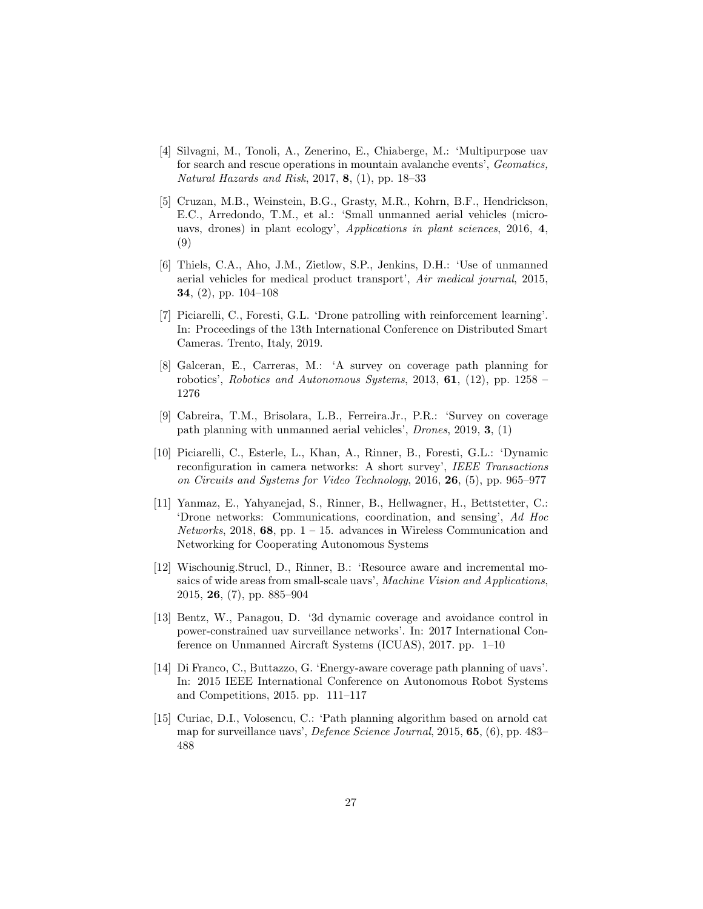[4] Silvagni, M., Tonoli, A., Zenerino, E., Chiaberge, M.: 'Multipurpose uav for search and rescue operations in mountain avalanche events', *Geomatics, Natural Hazards and Risk*, 2017, **8**, (1), pp. 18–33

[5] Cruzan, M.B., Weinstein, B.G., Grasty, M.R., Kohrn, B.F., Hendrickson, E.C., Arredondo, T.M., et al.: 'Small unmanned aerial vehicles (micro-uavs, drones) in plant ecology', *Applications in plant sciences*, 2016, **4**, (9)

[6] Thiels, C.A., Aho, J.M., Zietlow, S.P., Jenkins, D.H.: 'Use of unmanned aerial vehicles for medical product transport', *Air medical journal*, 2015, **34**, (2), pp. 104–108

[7] Piciarelli, C., Foresti, G.L. 'Drone patrolling with reinforcement learning'. In: Proceedings of the 13th International Conference on Distributed Smart Cameras. Trento, Italy, 2019.

[8] Galceran, E., Carreras, M.: 'A survey on coverage path planning for robotics', *Robotics and Autonomous Systems*, 2013, **61**, (12), pp. 1258 – 1276

[9] Cabreira, T.M., Brisolara, L.B., Ferreira.Jr., P.R.: 'Survey on coverage path planning with unmanned aerial vehicles', *Drones*, 2019, **3**, (1)

[10] Piciarelli, C., Esterle, L., Khan, A., Rinner, B., Foresti, G.L.: 'Dynamic reconfiguration in camera networks: A short survey', *IEEE Transactions on Circuits and Systems for Video Technology*, 2016, **26**, (5), pp. 965–977

[11] Yanmaz, E., Yahyanejad, S., Rinner, B., Hellwagner, H., Bettstetter, C.: 'Drone networks: Communications, coordination, and sensing', *Ad Hoc Networks*, 2018, **68**, pp. 1 – 15. advances in Wireless Communication and Networking for Cooperating Autonomous Systems

[12] Wischounig.Strucl, D., Rinner, B.: 'Resource aware and incremental mosaics of wide areas from small-scale uavs', *Machine Vision and Applications*, 2015, **26**, (7), pp. 885–904

[13] Bentz, W., Panagou, D. '3d dynamic coverage and avoidance control in power-constrained uav surveillance networks'. In: 2017 International Conference on Unmanned Aircraft Systems (ICUAS), 2017. pp. 1–10

[14] Di Franco, C., Buttazzo, G. 'Energy-aware coverage path planning of uavs'. In: 2015 IEEE International Conference on Autonomous Robot Systems and Competitions, 2015. pp. 111–117

[15] Curiac, D.I., Volosencu, C.: 'Path planning algorithm based on arnold cat map for surveillance uavs', *Defence Science Journal*, 2015, **65**, (6), pp. 483–488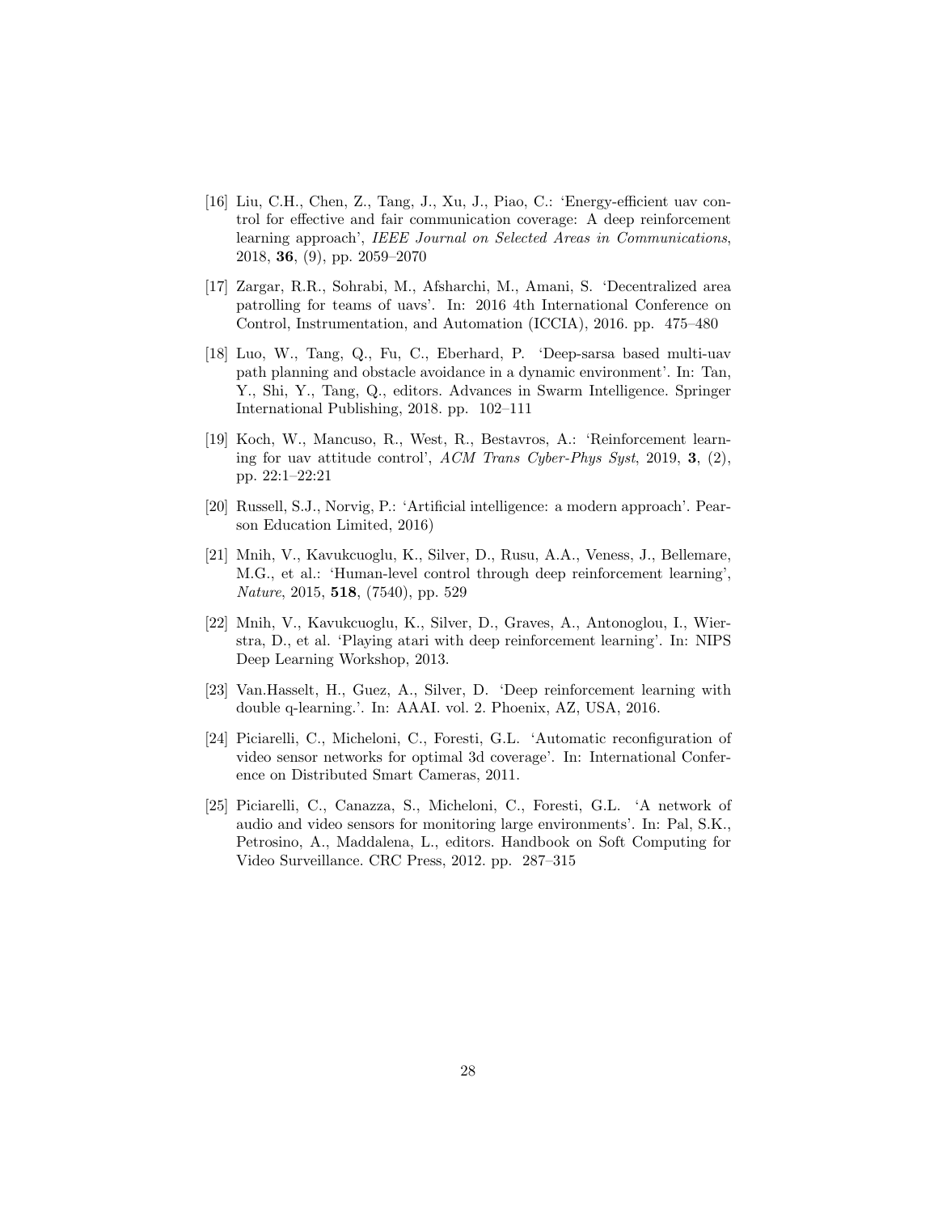[16] Liu, C.H., Chen, Z., Tang, J., Xu, J., Piao, C.: 'Energy-efficient uav control for effective and fair communication coverage: A deep reinforcement learning approach', *IEEE Journal on Selected Areas in Communications*, 2018, **36**, (9), pp. 2059–2070

[17] Zargar, R.R., Sohrabi, M., Afsharchi, M., Amani, S. 'Decentralized area patrolling for teams of uavs'. In: 2016 4th International Conference on Control, Instrumentation, and Automation (ICCIA), 2016. pp. 475–480

[18] Luo, W., Tang, Q., Fu, C., Eberhard, P. 'Deep-sarsa based multi-uav path planning and obstacle avoidance in a dynamic environment'. In: Tan, Y., Shi, Y., Tang, Q., editors. Advances in Swarm Intelligence. Springer International Publishing, 2018. pp. 102–111

[19] Koch, W., Mancuso, R., West, R., Bestavros, A.: 'Reinforcement learning for uav attitude control', *ACM Trans Cyber-Phys Syst*, 2019, **3**, (2), pp. 22:1–22:21

[20] Russell, S.J., Norvig, P.: 'Artificial intelligence: a modern approach'. Pearson Education Limited, 2016)

[21] Mnih, V., Kavukcuoglu, K., Silver, D., Rusu, A.A., Veness, J., Bellemare, M.G., et al.: 'Human-level control through deep reinforcement learning', *Nature*, 2015, **518**, (7540), pp. 529

[22] Mnih, V., Kavukcuoglu, K., Silver, D., Graves, A., Antonoglou, I., Wierstra, D., et al. 'Playing atari with deep reinforcement learning'. In: NIPS Deep Learning Workshop, 2013.

[23] Van.Hasselt, H., Guez, A., Silver, D. 'Deep reinforcement learning with double q-learning.'. In: AAAI. vol. 2. Phoenix, AZ, USA, 2016.

[24] Piciarelli, C., Micheloni, C., Foresti, G.L. 'Automatic reconfiguration of video sensor networks for optimal 3d coverage'. In: International Conference on Distributed Smart Cameras, 2011.

[25] Piciarelli, C., Canazza, S., Micheloni, C., Foresti, G.L. 'A network of audio and video sensors for monitoring large environments'. In: Pal, S.K., Petrosino, A., Maddalena, L., editors. Handbook on Soft Computing for Video Surveillance. CRC Press, 2012. pp. 287–315